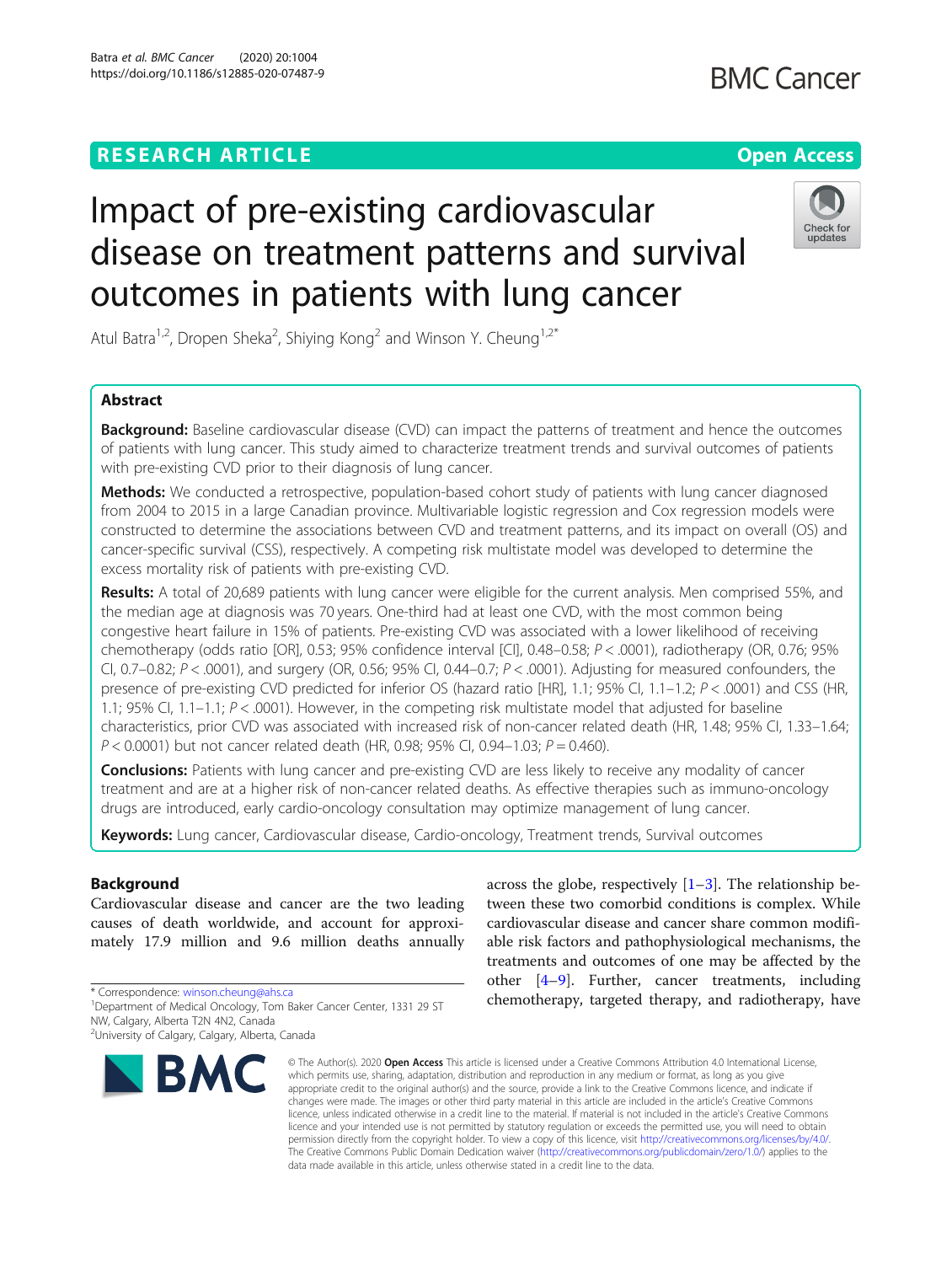RESEARCH ARTICLE

Open Access

# Impact of pre-existing cardiovascular disease on treatment patterns and survival outcomes in patients with lung cancer

Atul Batra[1,2], Dropen Sheka[2], Shiying Kong[2] and Winson Y. Cheung[1,2*]

## Abstract

**Background:** Baseline cardiovascular disease (CVD) can impact the patterns of treatment and hence the outcomes of patients with lung cancer. This study aimed to characterize treatment trends and survival outcomes of patients with pre-existing CVD prior to their diagnosis of lung cancer.

**Methods:** We conducted a retrospective, population-based cohort study of patients with lung cancer diagnosed from 2004 to 2015 in a large Canadian province. Multivariable logistic regression and Cox regression models were constructed to determine the associations between CVD and treatment patterns, and its impact on overall (OS) and cancer-specific survival (CSS), respectively. A competing risk multistate model was developed to determine the excess mortality risk of patients with pre-existing CVD.

**Results:** A total of 20,689 patients with lung cancer were eligible for the current analysis. Men comprised 55%, and the median age at diagnosis was 70 years. One-third had at least one CVD, with the most common being congestive heart failure in 15% of patients. Pre-existing CVD was associated with a lower likelihood of receiving chemotherapy (odds ratio [OR], 0.53; 95% confidence interval [CI], 0.48–0.58; $P < .0001$), radiotherapy (OR, 0.76; 95% CI, 0.7–0.82; $P < .0001$), and surgery (OR, 0.56; 95% CI, 0.44–0.7; $P < .0001$). Adjusting for measured confounders, the presence of pre-existing CVD predicted for inferior OS (hazard ratio [HR], 1.1; 95% CI, 1.1–1.2; $P < .0001$) and CSS (HR, 1.1; 95% CI, 1.1–1.1; $P < .0001$). However, in the competing risk multistate model that adjusted for baseline characteristics, prior CVD was associated with increased risk of non-cancer related death (HR, 1.48; 95% CI, 1.33–1.64; $P < 0.0001$) but not cancer related death (HR, 0.98; 95% CI, 0.94–1.03; $P = 0.460$).

**Conclusions:** Patients with lung cancer and pre-existing CVD are less likely to receive any modality of cancer treatment and are at a higher risk of non-cancer related deaths. As effective therapies such as immuno-oncology drugs are introduced, early cardio-oncology consultation may optimize management of lung cancer.

**Keywords:** Lung cancer, Cardiovascular disease, Cardio-oncology, Treatment trends, Survival outcomes

## Background

Cardiovascular disease and cancer are the two leading causes of death worldwide, and account for approximately 17.9 million and 9.6 million deaths annually across the globe, respectively [1–3]. The relationship between these two comorbid conditions is complex. While cardiovascular disease and cancer share common modifiable risk factors and pathophysiological mechanisms, the treatments and outcomes of one may be affected by the other [4–9]. Further, cancer treatments, including chemotherapy, targeted therapy, and radiotherapy, have

\* Correspondence: winson.cheung@ahs.ca

[1]Department of Medical Oncology, Tom Baker Cancer Center, 1331 29 ST NW, Calgary, Alberta T2N 4N2, Canada

[2]University of Calgary, Calgary, Alberta, Canada

© The Author(s). 2020 **Open Access** This article is licensed under a Creative Commons Attribution 4.0 International License, which permits use, sharing, adaptation, distribution and reproduction in any medium or format, as long as you give appropriate credit to the original author(s) and the source, provide a link to the Creative Commons licence, and indicate if changes were made. The images or other third party material in this article are included in the article's Creative Commons licence, unless indicated otherwise in a credit line to the material. If material is not included in the article's Creative Commons licence and your intended use is not permitted by statutory regulation or exceeds the permitted use, you will need to obtain permission directly from the copyright holder. To view a copy of this licence, visit http://creativecommons.org/licenses/by/4.0/. The Creative Commons Public Domain Dedication waiver (http://creativecommons.org/publicdomain/zero/1.0/) applies to the data made available in this article, unless otherwise stated in a credit line to the data.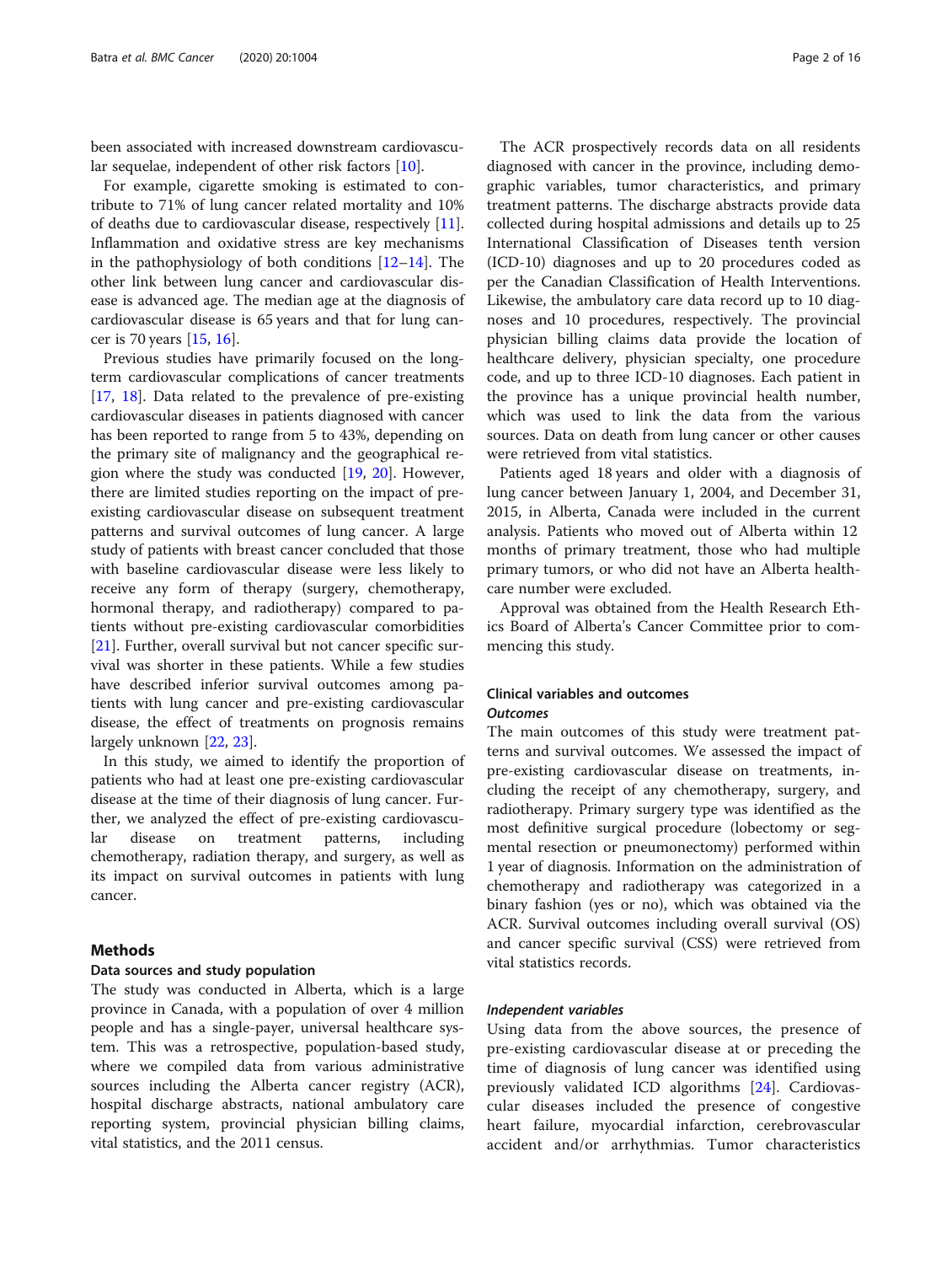been associated with increased downstream cardiovascular sequelae, independent of other risk factors [10].

For example, cigarette smoking is estimated to contribute to 71% of lung cancer related mortality and 10% of deaths due to cardiovascular disease, respectively [11]. Inflammation and oxidative stress are key mechanisms in the pathophysiology of both conditions [12–14]. The other link between lung cancer and cardiovascular disease is advanced age. The median age at the diagnosis of cardiovascular disease is 65 years and that for lung cancer is 70 years [15, 16].

Previous studies have primarily focused on the long-term cardiovascular complications of cancer treatments [17, 18]. Data related to the prevalence of pre-existing cardiovascular diseases in patients diagnosed with cancer has been reported to range from 5 to 43%, depending on the primary site of malignancy and the geographical region where the study was conducted [19, 20]. However, there are limited studies reporting on the impact of pre-existing cardiovascular disease on subsequent treatment patterns and survival outcomes of lung cancer. A large study of patients with breast cancer concluded that those with baseline cardiovascular disease were less likely to receive any form of therapy (surgery, chemotherapy, hormonal therapy, and radiotherapy) compared to patients without pre-existing cardiovascular comorbidities [21]. Further, overall survival but not cancer specific survival was shorter in these patients. While a few studies have described inferior survival outcomes among patients with lung cancer and pre-existing cardiovascular disease, the effect of treatments on prognosis remains largely unknown [22, 23].

In this study, we aimed to identify the proportion of patients who had at least one pre-existing cardiovascular disease at the time of their diagnosis of lung cancer. Further, we analyzed the effect of pre-existing cardiovascular disease on treatment patterns, including chemotherapy, radiation therapy, and surgery, as well as its impact on survival outcomes in patients with lung cancer.

## Methods

### Data sources and study population

The study was conducted in Alberta, which is a large province in Canada, with a population of over 4 million people and has a single-payer, universal healthcare system. This was a retrospective, population-based study, where we compiled data from various administrative sources including the Alberta cancer registry (ACR), hospital discharge abstracts, national ambulatory care reporting system, provincial physician billing claims, vital statistics, and the 2011 census.

The ACR prospectively records data on all residents diagnosed with cancer in the province, including demographic variables, tumor characteristics, and primary treatment patterns. The discharge abstracts provide data collected during hospital admissions and details up to 25 International Classification of Diseases tenth version (ICD-10) diagnoses and up to 20 procedures coded as per the Canadian Classification of Health Interventions. Likewise, the ambulatory care data record up to 10 diagnoses and 10 procedures, respectively. The provincial physician billing claims data provide the location of healthcare delivery, physician specialty, one procedure code, and up to three ICD-10 diagnoses. Each patient in the province has a unique provincial health number, which was used to link the data from the various sources. Data on death from lung cancer or other causes were retrieved from vital statistics.

Patients aged 18 years and older with a diagnosis of lung cancer between January 1, 2004, and December 31, 2015, in Alberta, Canada were included in the current analysis. Patients who moved out of Alberta within 12 months of primary treatment, those who had multiple primary tumors, or who did not have an Alberta healthcare number were excluded.

Approval was obtained from the Health Research Ethics Board of Alberta's Cancer Committee prior to commencing this study.

### Clinical variables and outcomes

#### *Outcomes*

The main outcomes of this study were treatment patterns and survival outcomes. We assessed the impact of pre-existing cardiovascular disease on treatments, including the receipt of any chemotherapy, surgery, and radiotherapy. Primary surgery type was identified as the most definitive surgical procedure (lobectomy or segmental resection or pneumonectomy) performed within 1 year of diagnosis. Information on the administration of chemotherapy and radiotherapy was categorized in a binary fashion (yes or no), which was obtained via the ACR. Survival outcomes including overall survival (OS) and cancer specific survival (CSS) were retrieved from vital statistics records.

#### *Independent variables*

Using data from the above sources, the presence of pre-existing cardiovascular disease at or preceding the time of diagnosis of lung cancer was identified using previously validated ICD algorithms [24]. Cardiovascular diseases included the presence of congestive heart failure, myocardial infarction, cerebrovascular accident and/or arrhythmias. Tumor characteristics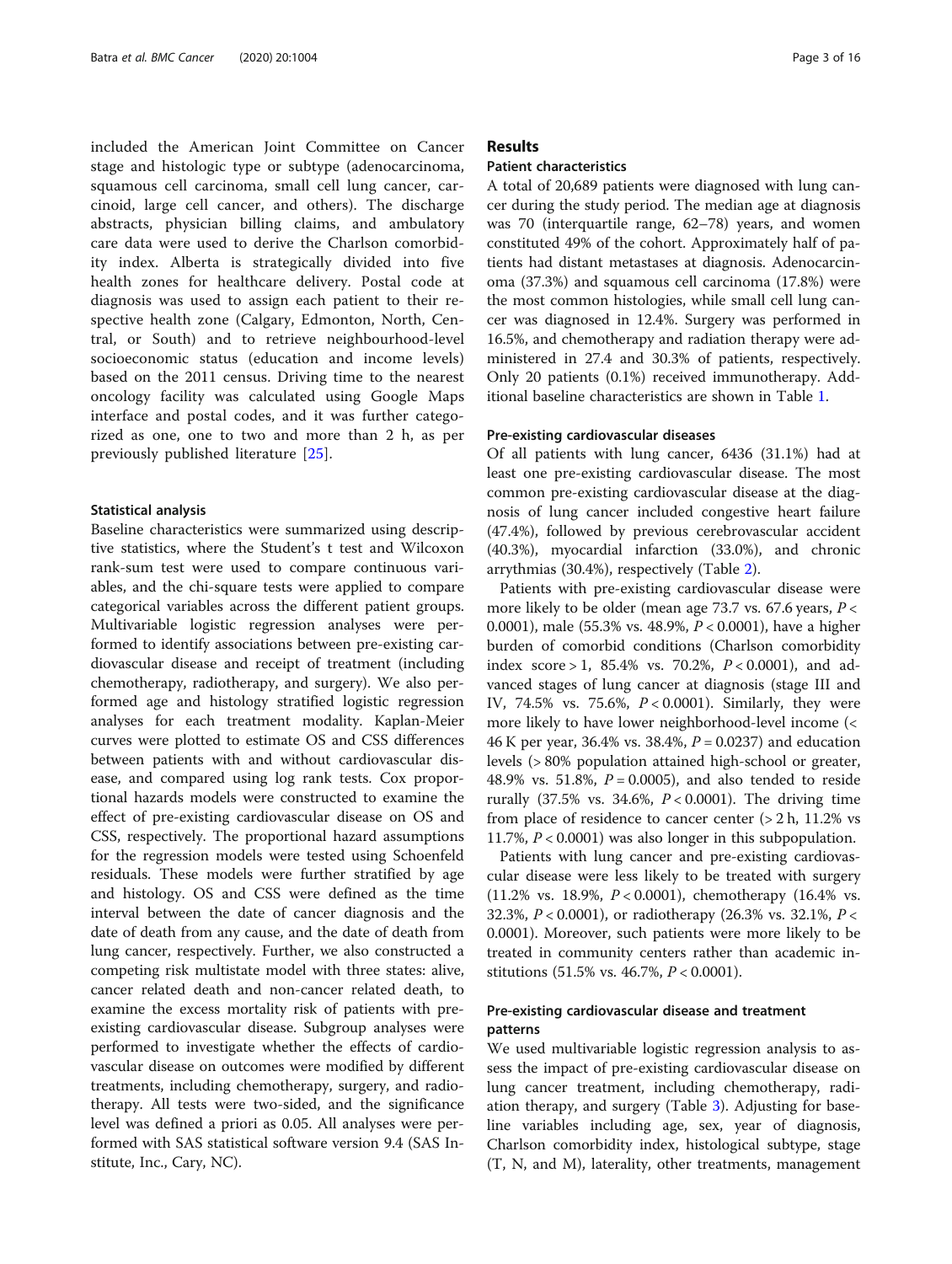included the American Joint Committee on Cancer stage and histologic type or subtype (adenocarcinoma, squamous cell carcinoma, small cell lung cancer, carcinoid, large cell cancer, and others). The discharge abstracts, physician billing claims, and ambulatory care data were used to derive the Charlson comorbidity index. Alberta is strategically divided into five health zones for healthcare delivery. Postal code at diagnosis was used to assign each patient to their respective health zone (Calgary, Edmonton, North, Central, or South) and to retrieve neighbourhood-level socioeconomic status (education and income levels) based on the 2011 census. Driving time to the nearest oncology facility was calculated using Google Maps interface and postal codes, and it was further categorized as one, one to two and more than 2 h, as per previously published literature [25].

### Statistical analysis

Baseline characteristics were summarized using descriptive statistics, where the Student's t test and Wilcoxon rank-sum test were used to compare continuous variables, and the chi-square tests were applied to compare categorical variables across the different patient groups. Multivariable logistic regression analyses were performed to identify associations between pre-existing cardiovascular disease and receipt of treatment (including chemotherapy, radiotherapy, and surgery). We also performed age and histology stratified logistic regression analyses for each treatment modality. Kaplan-Meier curves were plotted to estimate OS and CSS differences between patients with and without cardiovascular disease, and compared using log rank tests. Cox proportional hazards models were constructed to examine the effect of pre-existing cardiovascular disease on OS and CSS, respectively. The proportional hazard assumptions for the regression models were tested using Schoenfeld residuals. These models were further stratified by age and histology. OS and CSS were defined as the time interval between the date of cancer diagnosis and the date of death from any cause, and the date of death from lung cancer, respectively. Further, we also constructed a competing risk multistate model with three states: alive, cancer related death and non-cancer related death, to examine the excess mortality risk of patients with pre-existing cardiovascular disease. Subgroup analyses were performed to investigate whether the effects of cardiovascular disease on outcomes were modified by different treatments, including chemotherapy, surgery, and radiotherapy. All tests were two-sided, and the significance level was defined a priori as 0.05. All analyses were performed with SAS statistical software version 9.4 (SAS Institute, Inc., Cary, NC).

## Results

### Patient characteristics

A total of 20,689 patients were diagnosed with lung cancer during the study period. The median age at diagnosis was 70 (interquartile range, 62–78) years, and women constituted 49% of the cohort. Approximately half of patients had distant metastases at diagnosis. Adenocarcinoma (37.3%) and squamous cell carcinoma (17.8%) were the most common histologies, while small cell lung cancer was diagnosed in 12.4%. Surgery was performed in 16.5%, and chemotherapy and radiation therapy were administered in 27.4 and 30.3% of patients, respectively. Only 20 patients (0.1%) received immunotherapy. Additional baseline characteristics are shown in Table 1.

### Pre-existing cardiovascular diseases

Of all patients with lung cancer, 6436 (31.1%) had at least one pre-existing cardiovascular disease. The most common pre-existing cardiovascular disease at the diagnosis of lung cancer included congestive heart failure (47.4%), followed by previous cerebrovascular accident (40.3%), myocardial infarction (33.0%), and chronic arrythmias (30.4%), respectively (Table 2).

Patients with pre-existing cardiovascular disease were more likely to be older (mean age 73.7 vs. 67.6 years, $P < 0.0001$), male (55.3% vs. 48.9%, $P < 0.0001$), have a higher burden of comorbid conditions (Charlson comorbidity index score > 1, 85.4% vs. 70.2%, $P < 0.0001$), and advanced stages of lung cancer at diagnosis (stage III and IV, 74.5% vs. 75.6%, $P < 0.0001$). Similarly, they were more likely to have lower neighborhood-level income (< 46 K per year, 36.4% vs. 38.4%, $P = 0.0237$) and education levels (> 80% population attained high-school or greater, 48.9% vs. 51.8%, $P = 0.0005$), and also tended to reside rurally (37.5% vs. 34.6%, $P < 0.0001$). The driving time from place of residence to cancer center (> 2 h, 11.2% vs 11.7%, $P < 0.0001$) was also longer in this subpopulation.

Patients with lung cancer and pre-existing cardiovascular disease were less likely to be treated with surgery (11.2% vs. 18.9%, $P < 0.0001$), chemotherapy (16.4% vs. 32.3%, $P < 0.0001$), or radiotherapy (26.3% vs. 32.1%, $P < 0.0001$). Moreover, such patients were more likely to be treated in community centers rather than academic institutions (51.5% vs. 46.7%, $P < 0.0001$).

### Pre-existing cardiovascular disease and treatment patterns

We used multivariable logistic regression analysis to assess the impact of pre-existing cardiovascular disease on lung cancer treatment, including chemotherapy, radiation therapy, and surgery (Table 3). Adjusting for baseline variables including age, sex, year of diagnosis, Charlson comorbidity index, histological subtype, stage (T, N, and M), laterality, other treatments, management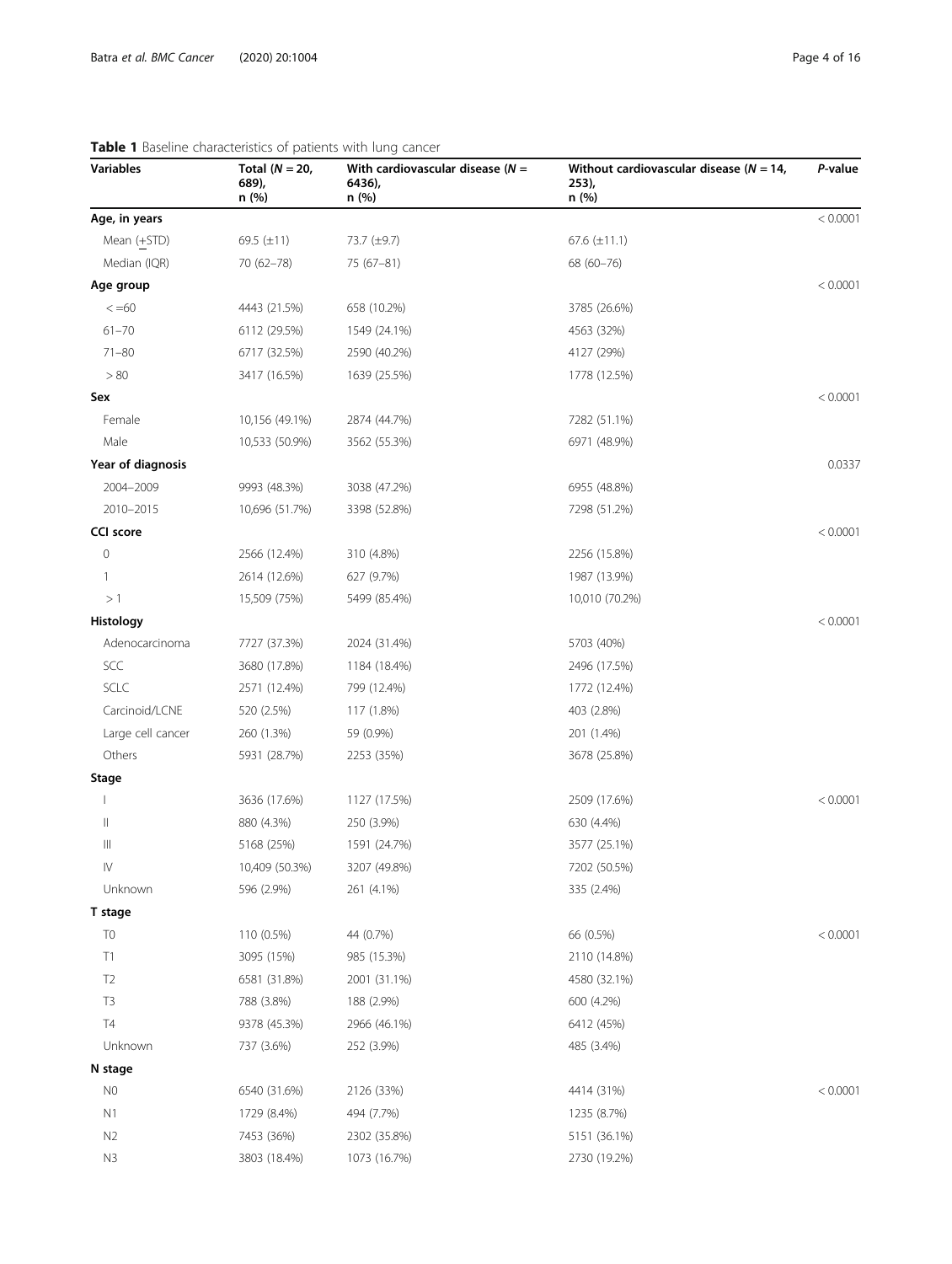**Table 1** Baseline characteristics of patients with lung cancer

| Variables | Total (*N* = 20, 689), n (%) | With cardiovascular disease (*N* = 6436), n (%) | Without cardiovascular disease (*N* = 14, 253), n (%) | *P*-value |
|---|---|---|---|---|
| **Age, in years** | | | | < 0.0001 |
| Mean (+STD) | 69.5 (±11) | 73.7 (±9.7) | 67.6 (±11.1) | |
| Median (IQR) | 70 (62–78) | 75 (67–81) | 68 (60–76) | |
| **Age group** | | | | < 0.0001 |
| < =60 | 4443 (21.5%) | 658 (10.2%) | 3785 (26.6%) | |
| 61–70 | 6112 (29.5%) | 1549 (24.1%) | 4563 (32%) | |
| 71–80 | 6717 (32.5%) | 2590 (40.2%) | 4127 (29%) | |
| > 80 | 3417 (16.5%) | 1639 (25.5%) | 1778 (12.5%) | |
| **Sex** | | | | < 0.0001 |
| Female | 10,156 (49.1%) | 2874 (44.7%) | 7282 (51.1%) | |
| Male | 10,533 (50.9%) | 3562 (55.3%) | 6971 (48.9%) | |
| **Year of diagnosis** | | | | 0.0337 |
| 2004–2009 | 9993 (48.3%) | 3038 (47.2%) | 6955 (48.8%) | |
| 2010–2015 | 10,696 (51.7%) | 3398 (52.8%) | 7298 (51.2%) | |
| **CCI score** | | | | < 0.0001 |
| 0 | 2566 (12.4%) | 310 (4.8%) | 2256 (15.8%) | |
| 1 | 2614 (12.6%) | 627 (9.7%) | 1987 (13.9%) | |
| > 1 | 15,509 (75%) | 5499 (85.4%) | 10,010 (70.2%) | |
| **Histology** | | | | < 0.0001 |
| Adenocarcinoma | 7727 (37.3%) | 2024 (31.4%) | 5703 (40%) | |
| SCC | 3680 (17.8%) | 1184 (18.4%) | 2496 (17.5%) | |
| SCLC | 2571 (12.4%) | 799 (12.4%) | 1772 (12.4%) | |
| Carcinoid/LCNE | 520 (2.5%) | 117 (1.8%) | 403 (2.8%) | |
| Large cell cancer | 260 (1.3%) | 59 (0.9%) | 201 (1.4%) | |
| Others | 5931 (28.7%) | 2253 (35%) | 3678 (25.8%) | |
| **Stage** | | | | |
| I | 3636 (17.6%) | 1127 (17.5%) | 2509 (17.6%) | < 0.0001 |
| II | 880 (4.3%) | 250 (3.9%) | 630 (4.4%) | |
| III | 5168 (25%) | 1591 (24.7%) | 3577 (25.1%) | |
| IV | 10,409 (50.3%) | 3207 (49.8%) | 7202 (50.5%) | |
| Unknown | 596 (2.9%) | 261 (4.1%) | 335 (2.4%) | |
| **T stage** | | | | |
| T0 | 110 (0.5%) | 44 (0.7%) | 66 (0.5%) | < 0.0001 |
| T1 | 3095 (15%) | 985 (15.3%) | 2110 (14.8%) | |
| T2 | 6581 (31.8%) | 2001 (31.1%) | 4580 (32.1%) | |
| T3 | 788 (3.8%) | 188 (2.9%) | 600 (4.2%) | |
| T4 | 9378 (45.3%) | 2966 (46.1%) | 6412 (45%) | |
| Unknown | 737 (3.6%) | 252 (3.9%) | 485 (3.4%) | |
| **N stage** | | | | |
| N0 | 6540 (31.6%) | 2126 (33%) | 4414 (31%) | < 0.0001 |
| N1 | 1729 (8.4%) | 494 (7.7%) | 1235 (8.7%) | |
| N2 | 7453 (36%) | 2302 (35.8%) | 5151 (36.1%) | |
| N3 | 3803 (18.4%) | 1073 (16.7%) | 2730 (19.2%) | |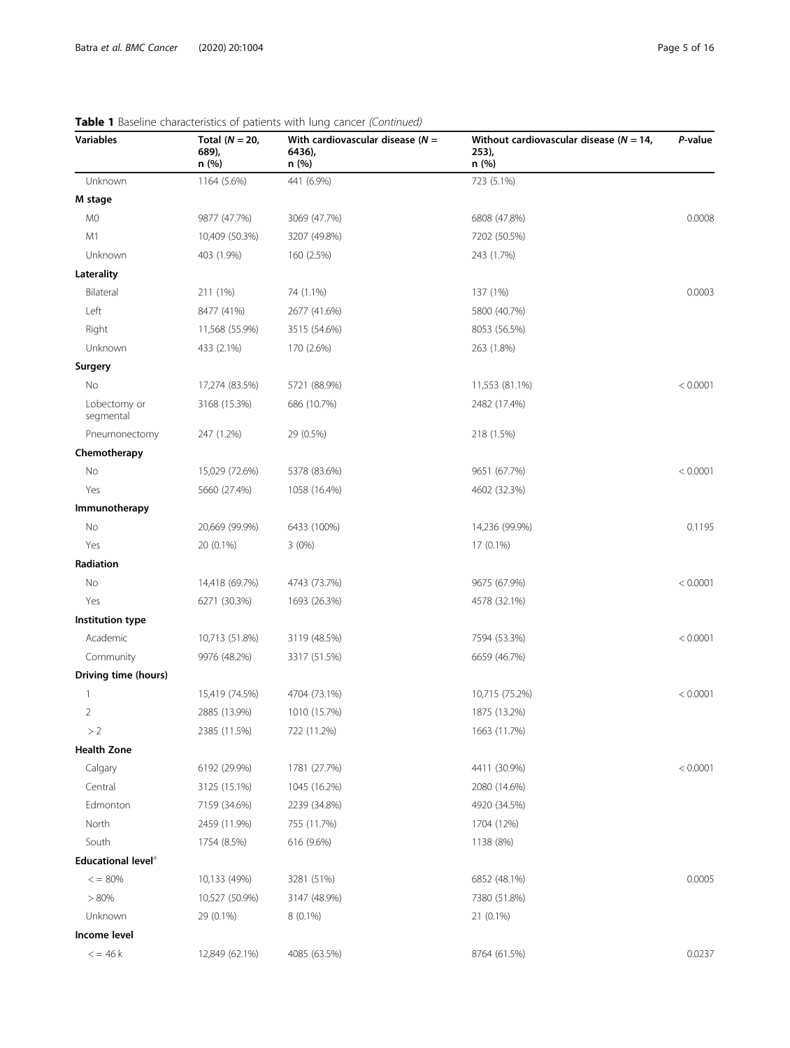**Table 1** Baseline characteristics of patients with lung cancer *(Continued)*

| Variables | Total (*N* = 20, 689), n (%) | With cardiovascular disease (*N* = 6436), n (%) | Without cardiovascular disease (*N* = 14, 253), n (%) | *P*-value |
|---|---|---|---|---|
| Unknown | 1164 (5.6%) | 441 (6.9%) | 723 (5.1%) | |
| **M stage** | | | | |
| M0 | 9877 (47.7%) | 3069 (47.7%) | 6808 (47.8%) | 0.0008 |
| M1 | 10,409 (50.3%) | 3207 (49.8%) | 7202 (50.5%) | |
| Unknown | 403 (1.9%) | 160 (2.5%) | 243 (1.7%) | |
| **Laterality** | | | | |
| Bilateral | 211 (1%) | 74 (1.1%) | 137 (1%) | 0.0003 |
| Left | 8477 (41%) | 2677 (41.6%) | 5800 (40.7%) | |
| Right | 11,568 (55.9%) | 3515 (54.6%) | 8053 (56.5%) | |
| Unknown | 433 (2.1%) | 170 (2.6%) | 263 (1.8%) | |
| **Surgery** | | | | |
| No | 17,274 (83.5%) | 5721 (88.9%) | 11,553 (81.1%) | < 0.0001 |
| Lobectomy or segmental | 3168 (15.3%) | 686 (10.7%) | 2482 (17.4%) | |
| Pneumonectomy | 247 (1.2%) | 29 (0.5%) | 218 (1.5%) | |
| **Chemotherapy** | | | | |
| No | 15,029 (72.6%) | 5378 (83.6%) | 9651 (67.7%) | < 0.0001 |
| Yes | 5660 (27.4%) | 1058 (16.4%) | 4602 (32.3%) | |
| **Immunotherapy** | | | | |
| No | 20,669 (99.9%) | 6433 (100%) | 14,236 (99.9%) | 0.1195 |
| Yes | 20 (0.1%) | 3 (0%) | 17 (0.1%) | |
| **Radiation** | | | | |
| No | 14,418 (69.7%) | 4743 (73.7%) | 9675 (67.9%) | < 0.0001 |
| Yes | 6271 (30.3%) | 1693 (26.3%) | 4578 (32.1%) | |
| **Institution type** | | | | |
| Academic | 10,713 (51.8%) | 3119 (48.5%) | 7594 (53.3%) | < 0.0001 |
| Community | 9976 (48.2%) | 3317 (51.5%) | 6659 (46.7%) | |
| **Driving time (hours)** | | | | |
| 1 | 15,419 (74.5%) | 4704 (73.1%) | 10,715 (75.2%) | < 0.0001 |
| 2 | 2885 (13.9%) | 1010 (15.7%) | 1875 (13.2%) | |
| > 2 | 2385 (11.5%) | 722 (11.2%) | 1663 (11.7%) | |
| **Health Zone** | | | | |
| Calgary | 6192 (29.9%) | 1781 (27.7%) | 4411 (30.9%) | < 0.0001 |
| Central | 3125 (15.1%) | 1045 (16.2%) | 2080 (14.6%) | |
| Edmonton | 7159 (34.6%) | 2239 (34.8%) | 4920 (34.5%) | |
| North | 2459 (11.9%) | 755 (11.7%) | 1704 (12%) | |
| South | 1754 (8.5%) | 616 (9.6%) | 1138 (8%) | |
| **Educational level**[a] | | | | |
| < = 80% | 10,133 (49%) | 3281 (51%) | 6852 (48.1%) | 0.0005 |
| > 80% | 10,527 (50.9%) | 3147 (48.9%) | 7380 (51.8%) | |
| Unknown | 29 (0.1%) | 8 (0.1%) | 21 (0.1%) | |
| **Income level** | | | | |
| < = 46 k | 12,849 (62.1%) | 4085 (63.5%) | 8764 (61.5%) | 0.0237 |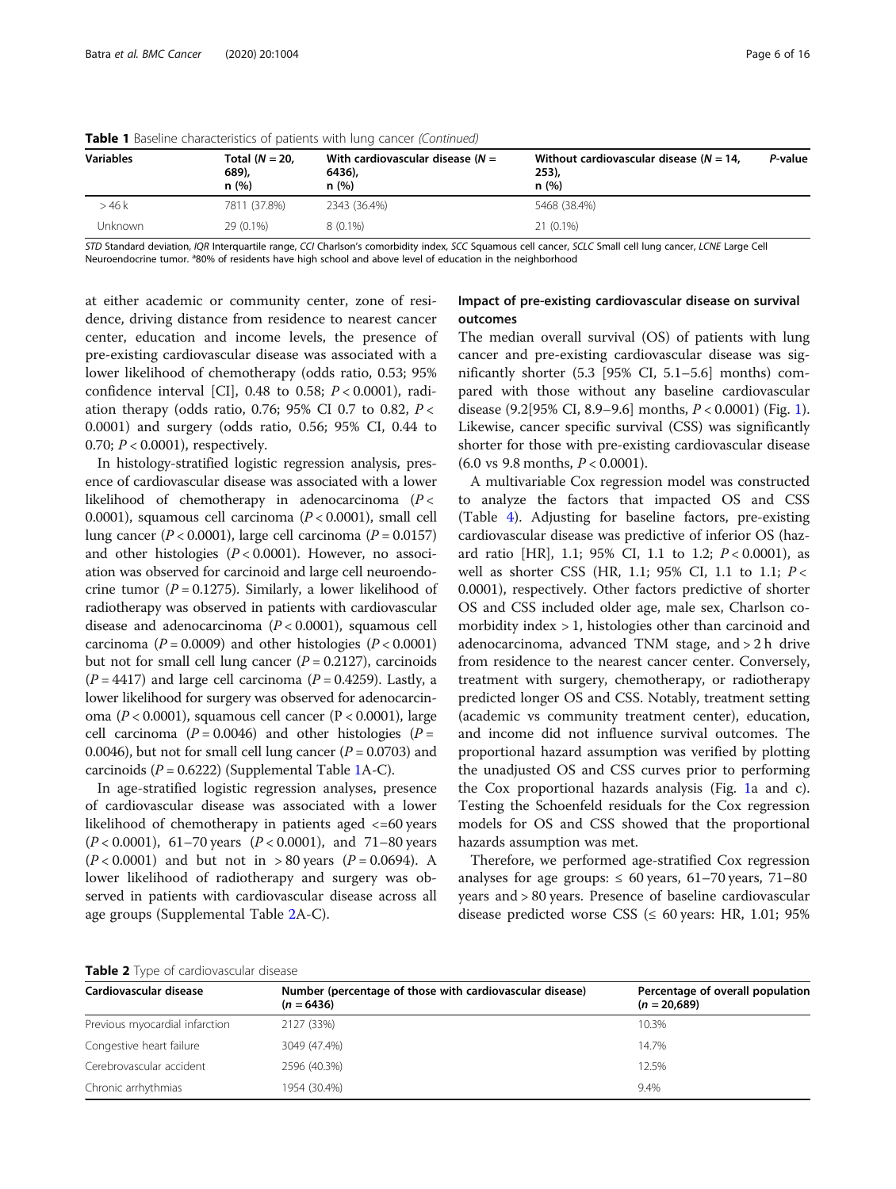**Table 1** Baseline characteristics of patients with lung cancer *(Continued)*

| Variables | Total (*N* = 20, 689), n (%) | With cardiovascular disease (*N* = 6436), n (%) | Without cardiovascular disease (*N* = 14, 253), n (%) | *P*-value |
|---|---|---|---|---|
| > 46 k | 7811 (37.8%) | 2343 (36.4%) | 5468 (38.4%) | |
| Unknown | 29 (0.1%) | 8 (0.1%) | 21 (0.1%) | |

*STD* Standard deviation, *IQR* Interquartile range, *CCI* Charlson's comorbidity index, *SCC* Squamous cell cancer, *SCLC* Small cell lung cancer, *LCNE* Large Cell Neuroendocrine tumor. [a]80% of residents have high school and above level of education in the neighborhood

at either academic or community center, zone of residence, driving distance from residence to nearest cancer center, education and income levels, the presence of pre-existing cardiovascular disease was associated with a lower likelihood of chemotherapy (odds ratio, 0.53; 95% confidence interval [CI], 0.48 to 0.58; $P < 0.0001$), radiation therapy (odds ratio, 0.76; 95% CI 0.7 to 0.82, $P < 0.0001$) and surgery (odds ratio, 0.56; 95% CI, 0.44 to 0.70; $P < 0.0001$), respectively.

In histology-stratified logistic regression analysis, presence of cardiovascular disease was associated with a lower likelihood of chemotherapy in adenocarcinoma ($P < 0.0001$), squamous cell carcinoma ($P < 0.0001$), small cell lung cancer ($P < 0.0001$), large cell carcinoma ($P = 0.0157$) and other histologies ($P < 0.0001$). However, no association was observed for carcinoid and large cell neuroendocrine tumor ($P = 0.1275$). Similarly, a lower likelihood of radiotherapy was observed in patients with cardiovascular disease and adenocarcinoma ($P < 0.0001$), squamous cell carcinoma ($P = 0.0009$) and other histologies ($P < 0.0001$) but not for small cell lung cancer ($P = 0.2127$), carcinoids ($P = 4417$) and large cell carcinoma ($P = 0.4259$). Lastly, a lower likelihood for surgery was observed for adenocarcinoma ($P < 0.0001$), squamous cell cancer ($P < 0.0001$), large cell carcinoma ($P = 0.0046$) and other histologies ($P = 0.0046$), but not for small cell lung cancer ($P = 0.0703$) and carcinoids ($P = 0.6222$) (Supplemental Table 1A-C).

In age-stratified logistic regression analyses, presence of cardiovascular disease was associated with a lower likelihood of chemotherapy in patients aged <=60 years ($P < 0.0001$), 61–70 years ($P < 0.0001$), and 71–80 years ($P < 0.0001$) and but not in > 80 years ($P = 0.0694$). A lower likelihood of radiotherapy and surgery was observed in patients with cardiovascular disease across all age groups (Supplemental Table 2A-C).

## Impact of pre-existing cardiovascular disease on survival outcomes

The median overall survival (OS) of patients with lung cancer and pre-existing cardiovascular disease was significantly shorter (5.3 [95% CI, 5.1–5.6] months) compared with those without any baseline cardiovascular disease (9.2[95% CI, 8.9–9.6] months, $P < 0.0001$) (Fig. 1). Likewise, cancer specific survival (CSS) was significantly shorter for those with pre-existing cardiovascular disease (6.0 vs 9.8 months, $P < 0.0001$).

A multivariable Cox regression model was constructed to analyze the factors that impacted OS and CSS (Table 4). Adjusting for baseline factors, pre-existing cardiovascular disease was predictive of inferior OS (hazard ratio [HR], 1.1; 95% CI, 1.1 to 1.2; $P < 0.0001$), as well as shorter CSS (HR, 1.1; 95% CI, 1.1 to 1.1; $P < 0.0001$), respectively. Other factors predictive of shorter OS and CSS included older age, male sex, Charlson comorbidity index > 1, histologies other than carcinoid and adenocarcinoma, advanced TNM stage, and > 2 h drive from residence to the nearest cancer center. Conversely, treatment with surgery, chemotherapy, or radiotherapy predicted longer OS and CSS. Notably, treatment setting (academic vs community treatment center), education, and income did not influence survival outcomes. The proportional hazard assumption was verified by plotting the unadjusted OS and CSS curves prior to performing the Cox proportional hazards analysis (Fig. 1a and c). Testing the Schoenfeld residuals for the Cox regression models for OS and CSS showed that the proportional hazards assumption was met.

Therefore, we performed age-stratified Cox regression analyses for age groups: ≤ 60 years, 61–70 years, 71–80 years and > 80 years. Presence of baseline cardiovascular disease predicted worse CSS (≤ 60 years: HR, 1.01; 95%

**Table 2** Type of cardiovascular disease

| Cardiovascular disease | Number (percentage of those with cardiovascular disease) (*n* = 6436) | Percentage of overall population (*n* = 20,689) |
|---|---|---|
| Previous myocardial infarction | 2127 (33%) | 10.3% |
| Congestive heart failure | 3049 (47.4%) | 14.7% |
| Cerebrovascular accident | 2596 (40.3%) | 12.5% |
| Chronic arrhythmias | 1954 (30.4%) | 9.4% |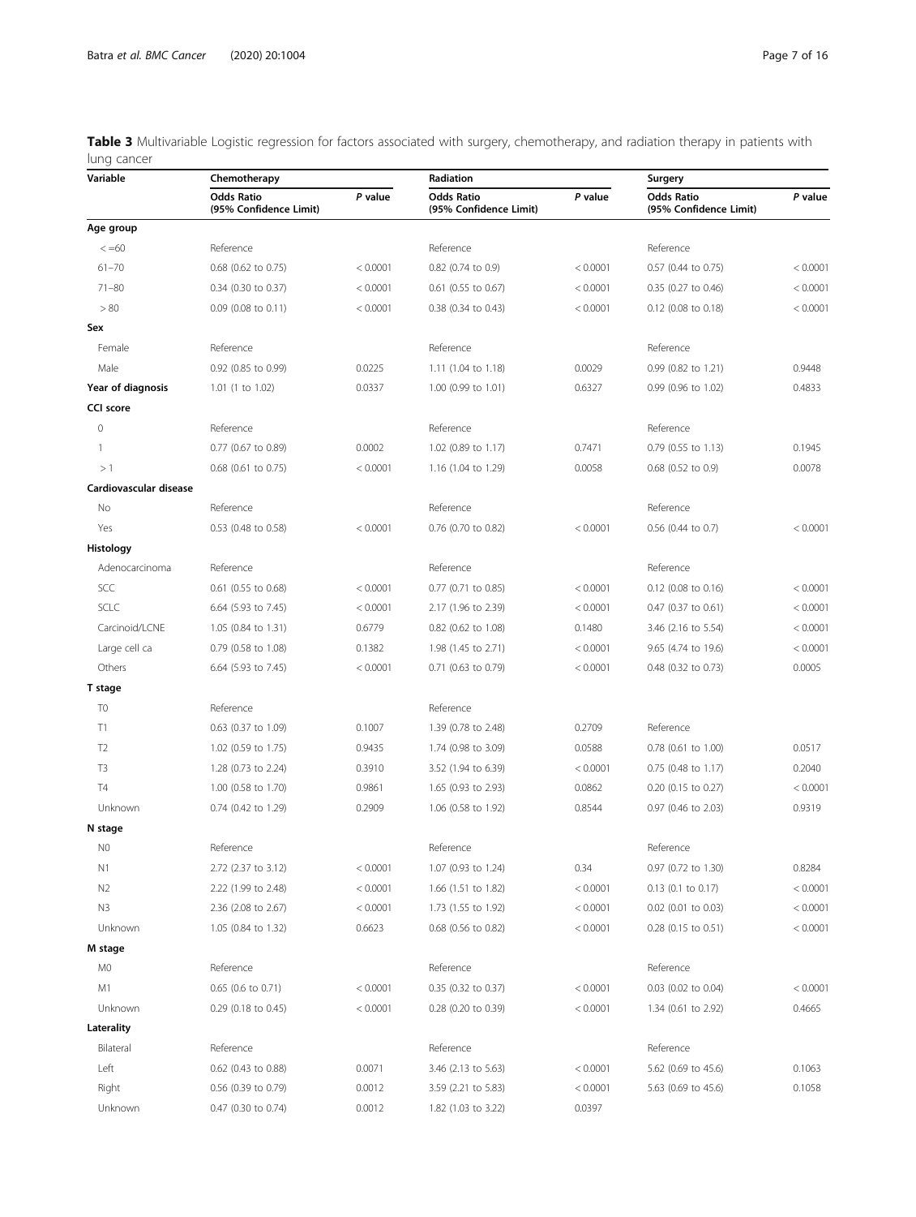**Table 3** Multivariable Logistic regression for factors associated with surgery, chemotherapy, and radiation therapy in patients with lung cancer

| Variable | Chemotherapy | | Radiation | | Surgery | |
|---|---|---|---|---|---|---|
| | Odds Ratio (95% Confidence Limit) | *P* value | Odds Ratio (95% Confidence Limit) | *P* value | Odds Ratio (95% Confidence Limit) | *P* value |
| **Age group** | | | | | | |
| < =60 | Reference | | Reference | | Reference | |
| 61–70 | 0.68 (0.62 to 0.75) | < 0.0001 | 0.82 (0.74 to 0.9) | < 0.0001 | 0.57 (0.44 to 0.75) | < 0.0001 |
| 71–80 | 0.34 (0.30 to 0.37) | < 0.0001 | 0.61 (0.55 to 0.67) | < 0.0001 | 0.35 (0.27 to 0.46) | < 0.0001 |
| > 80 | 0.09 (0.08 to 0.11) | < 0.0001 | 0.38 (0.34 to 0.43) | < 0.0001 | 0.12 (0.08 to 0.18) | < 0.0001 |
| **Sex** | | | | | | |
| Female | Reference | | Reference | | Reference | |
| Male | 0.92 (0.85 to 0.99) | 0.0225 | 1.11 (1.04 to 1.18) | 0.0029 | 0.99 (0.82 to 1.21) | 0.9448 |
| **Year of diagnosis** | 1.01 (1 to 1.02) | 0.0337 | 1.00 (0.99 to 1.01) | 0.6327 | 0.99 (0.96 to 1.02) | 0.4833 |
| **CCI score** | | | | | | |
| 0 | Reference | | Reference | | Reference | |
| 1 | 0.77 (0.67 to 0.89) | 0.0002 | 1.02 (0.89 to 1.17) | 0.7471 | 0.79 (0.55 to 1.13) | 0.1945 |
| > 1 | 0.68 (0.61 to 0.75) | < 0.0001 | 1.16 (1.04 to 1.29) | 0.0058 | 0.68 (0.52 to 0.9) | 0.0078 |
| **Cardiovascular disease** | | | | | | |
| No | Reference | | Reference | | Reference | |
| Yes | 0.53 (0.48 to 0.58) | < 0.0001 | 0.76 (0.70 to 0.82) | < 0.0001 | 0.56 (0.44 to 0.7) | < 0.0001 |
| **Histology** | | | | | | |
| Adenocarcinoma | Reference | | Reference | | Reference | |
| SCC | 0.61 (0.55 to 0.68) | < 0.0001 | 0.77 (0.71 to 0.85) | < 0.0001 | 0.12 (0.08 to 0.16) | < 0.0001 |
| SCLC | 6.64 (5.93 to 7.45) | < 0.0001 | 2.17 (1.96 to 2.39) | < 0.0001 | 0.47 (0.37 to 0.61) | < 0.0001 |
| Carcinoid/LCNE | 1.05 (0.84 to 1.31) | 0.6779 | 0.82 (0.62 to 1.08) | 0.1480 | 3.46 (2.16 to 5.54) | < 0.0001 |
| Large cell ca | 0.79 (0.58 to 1.08) | 0.1382 | 1.98 (1.45 to 2.71) | < 0.0001 | 9.65 (4.74 to 19.6) | < 0.0001 |
| Others | 6.64 (5.93 to 7.45) | < 0.0001 | 0.71 (0.63 to 0.79) | < 0.0001 | 0.48 (0.32 to 0.73) | 0.0005 |
| **T stage** | | | | | | |
| T0 | Reference | | Reference | | | |
| T1 | 0.63 (0.37 to 1.09) | 0.1007 | 1.39 (0.78 to 2.48) | 0.2709 | Reference | |
| T2 | 1.02 (0.59 to 1.75) | 0.9435 | 1.74 (0.98 to 3.09) | 0.0588 | 0.78 (0.61 to 1.00) | 0.0517 |
| T3 | 1.28 (0.73 to 2.24) | 0.3910 | 3.52 (1.94 to 6.39) | < 0.0001 | 0.75 (0.48 to 1.17) | 0.2040 |
| T4 | 1.00 (0.58 to 1.70) | 0.9861 | 1.65 (0.93 to 2.93) | 0.0862 | 0.20 (0.15 to 0.27) | < 0.0001 |
| Unknown | 0.74 (0.42 to 1.29) | 0.2909 | 1.06 (0.58 to 1.92) | 0.8544 | 0.97 (0.46 to 2.03) | 0.9319 |
| **N stage** | | | | | | |
| N0 | Reference | | Reference | | Reference | |
| N1 | 2.72 (2.37 to 3.12) | < 0.0001 | 1.07 (0.93 to 1.24) | 0.34 | 0.97 (0.72 to 1.30) | 0.8284 |
| N2 | 2.22 (1.99 to 2.48) | < 0.0001 | 1.66 (1.51 to 1.82) | < 0.0001 | 0.13 (0.1 to 0.17) | < 0.0001 |
| N3 | 2.36 (2.08 to 2.67) | < 0.0001 | 1.73 (1.55 to 1.92) | < 0.0001 | 0.02 (0.01 to 0.03) | < 0.0001 |
| Unknown | 1.05 (0.84 to 1.32) | 0.6623 | 0.68 (0.56 to 0.82) | < 0.0001 | 0.28 (0.15 to 0.51) | < 0.0001 |
| **M stage** | | | | | | |
| M0 | Reference | | Reference | | Reference | |
| M1 | 0.65 (0.6 to 0.71) | < 0.0001 | 0.35 (0.32 to 0.37) | < 0.0001 | 0.03 (0.02 to 0.04) | < 0.0001 |
| Unknown | 0.29 (0.18 to 0.45) | < 0.0001 | 0.28 (0.20 to 0.39) | < 0.0001 | 1.34 (0.61 to 2.92) | 0.4665 |
| **Laterality** | | | | | | |
| Bilateral | Reference | | Reference | | Reference | |
| Left | 0.62 (0.43 to 0.88) | 0.0071 | 3.46 (2.13 to 5.63) | < 0.0001 | 5.62 (0.69 to 45.6) | 0.1063 |
| Right | 0.56 (0.39 to 0.79) | 0.0012 | 3.59 (2.21 to 5.83) | < 0.0001 | 5.63 (0.69 to 45.6) | 0.1058 |
| Unknown | 0.47 (0.30 to 0.74) | 0.0012 | 1.82 (1.03 to 3.22) | 0.0397 | | |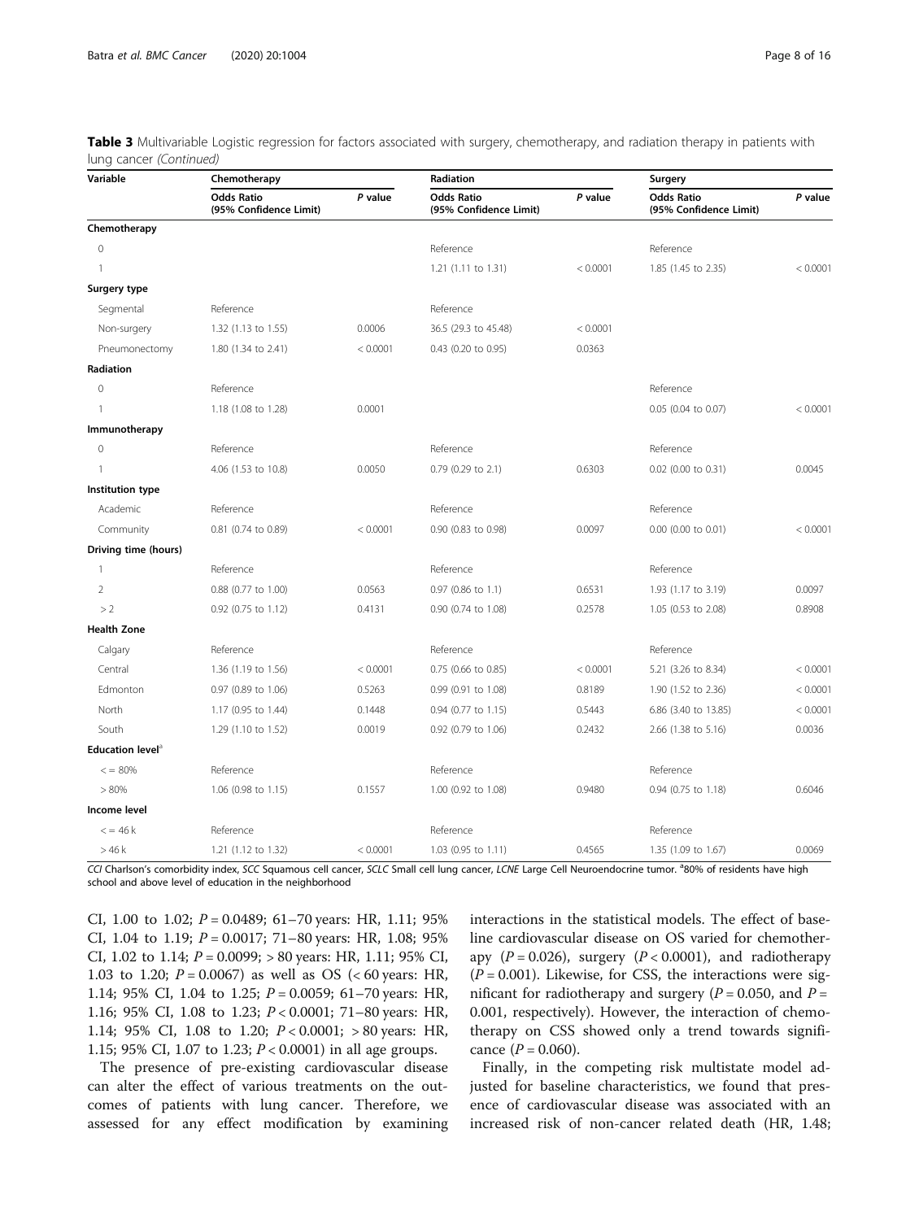**Table 3** Multivariable Logistic regression for factors associated with surgery, chemotherapy, and radiation therapy in patients with lung cancer *(Continued)*

| Variable | Chemotherapy | | Radiation | | Surgery | |
|---|---|---|---|---|---|---|
| | Odds Ratio (95% Confidence Limit) | *P* value | Odds Ratio (95% Confidence Limit) | *P* value | Odds Ratio (95% Confidence Limit) | *P* value |
| **Chemotherapy** | | | | | | |
| 0 | | | Reference | | Reference | |
| 1 | | | 1.21 (1.11 to 1.31) | < 0.0001 | 1.85 (1.45 to 2.35) | < 0.0001 |
| **Surgery type** | | | | | | |
| Segmental | Reference | | Reference | | | |
| Non-surgery | 1.32 (1.13 to 1.55) | 0.0006 | 36.5 (29.3 to 45.48) | < 0.0001 | | |
| Pneumonectomy | 1.80 (1.34 to 2.41) | < 0.0001 | 0.43 (0.20 to 0.95) | 0.0363 | | |
| **Radiation** | | | | | | |
| 0 | Reference | | | | Reference | |
| 1 | 1.18 (1.08 to 1.28) | 0.0001 | | | 0.05 (0.04 to 0.07) | < 0.0001 |
| **Immunotherapy** | | | | | | |
| 0 | Reference | | Reference | | Reference | |
| 1 | 4.06 (1.53 to 10.8) | 0.0050 | 0.79 (0.29 to 2.1) | 0.6303 | 0.02 (0.00 to 0.31) | 0.0045 |
| **Institution type** | | | | | | |
| Academic | Reference | | Reference | | Reference | |
| Community | 0.81 (0.74 to 0.89) | < 0.0001 | 0.90 (0.83 to 0.98) | 0.0097 | 0.00 (0.00 to 0.01) | < 0.0001 |
| **Driving time (hours)** | | | | | | |
| 1 | Reference | | Reference | | Reference | |
| 2 | 0.88 (0.77 to 1.00) | 0.0563 | 0.97 (0.86 to 1.1) | 0.6531 | 1.93 (1.17 to 3.19) | 0.0097 |
| > 2 | 0.92 (0.75 to 1.12) | 0.4131 | 0.90 (0.74 to 1.08) | 0.2578 | 1.05 (0.53 to 2.08) | 0.8908 |
| **Health Zone** | | | | | | |
| Calgary | Reference | | Reference | | Reference | |
| Central | 1.36 (1.19 to 1.56) | < 0.0001 | 0.75 (0.66 to 0.85) | < 0.0001 | 5.21 (3.26 to 8.34) | < 0.0001 |
| Edmonton | 0.97 (0.89 to 1.06) | 0.5263 | 0.99 (0.91 to 1.08) | 0.8189 | 1.90 (1.52 to 2.36) | < 0.0001 |
| North | 1.17 (0.95 to 1.44) | 0.1448 | 0.94 (0.77 to 1.15) | 0.5443 | 6.86 (3.40 to 13.85) | < 0.0001 |
| South | 1.29 (1.10 to 1.52) | 0.0019 | 0.92 (0.79 to 1.06) | 0.2432 | 2.66 (1.38 to 5.16) | 0.0036 |
| **Education level**[a] | | | | | | |
| < = 80% | Reference | | Reference | | Reference | |
| > 80% | 1.06 (0.98 to 1.15) | 0.1557 | 1.00 (0.92 to 1.08) | 0.9480 | 0.94 (0.75 to 1.18) | 0.6046 |
| **Income level** | | | | | | |
| < = 46 k | Reference | | Reference | | Reference | |
| > 46 k | 1.21 (1.12 to 1.32) | < 0.0001 | 1.03 (0.95 to 1.11) | 0.4565 | 1.35 (1.09 to 1.67) | 0.0069 |

*CCI* Charlson's comorbidity index, *SCC* Squamous cell cancer, *SCLC* Small cell lung cancer, *LCNE* Large Cell Neuroendocrine tumor. [a]80% of residents have high school and above level of education in the neighborhood

CI, 1.00 to 1.02; $P = 0.0489$; 61–70 years: HR, 1.11; 95% CI, 1.04 to 1.19; $P = 0.0017$; 71–80 years: HR, 1.08; 95% CI, 1.02 to 1.14; $P = 0.0099$; > 80 years: HR, 1.11; 95% CI, 1.03 to 1.20; $P = 0.0067$) as well as OS (< 60 years: HR, 1.14; 95% CI, 1.04 to 1.25; $P = 0.0059$; 61–70 years: HR, 1.16; 95% CI, 1.08 to 1.23; $P < 0.0001$; 71–80 years: HR, 1.14; 95% CI, 1.08 to 1.20; $P < 0.0001$; > 80 years: HR, 1.15; 95% CI, 1.07 to 1.23; $P < 0.0001$) in all age groups.

The presence of pre-existing cardiovascular disease can alter the effect of various treatments on the outcomes of patients with lung cancer. Therefore, we assessed for any effect modification by examining interactions in the statistical models. The effect of baseline cardiovascular disease on OS varied for chemotherapy ($P = 0.026$), surgery ($P < 0.0001$), and radiotherapy ($P = 0.001$). Likewise, for CSS, the interactions were significant for radiotherapy and surgery ($P = 0.050$, and $P = 0.001$, respectively). However, the interaction of chemotherapy on CSS showed only a trend towards significance ($P = 0.060$).

Finally, in the competing risk multistate model adjusted for baseline characteristics, we found that presence of cardiovascular disease was associated with an increased risk of non-cancer related death (HR, 1.48;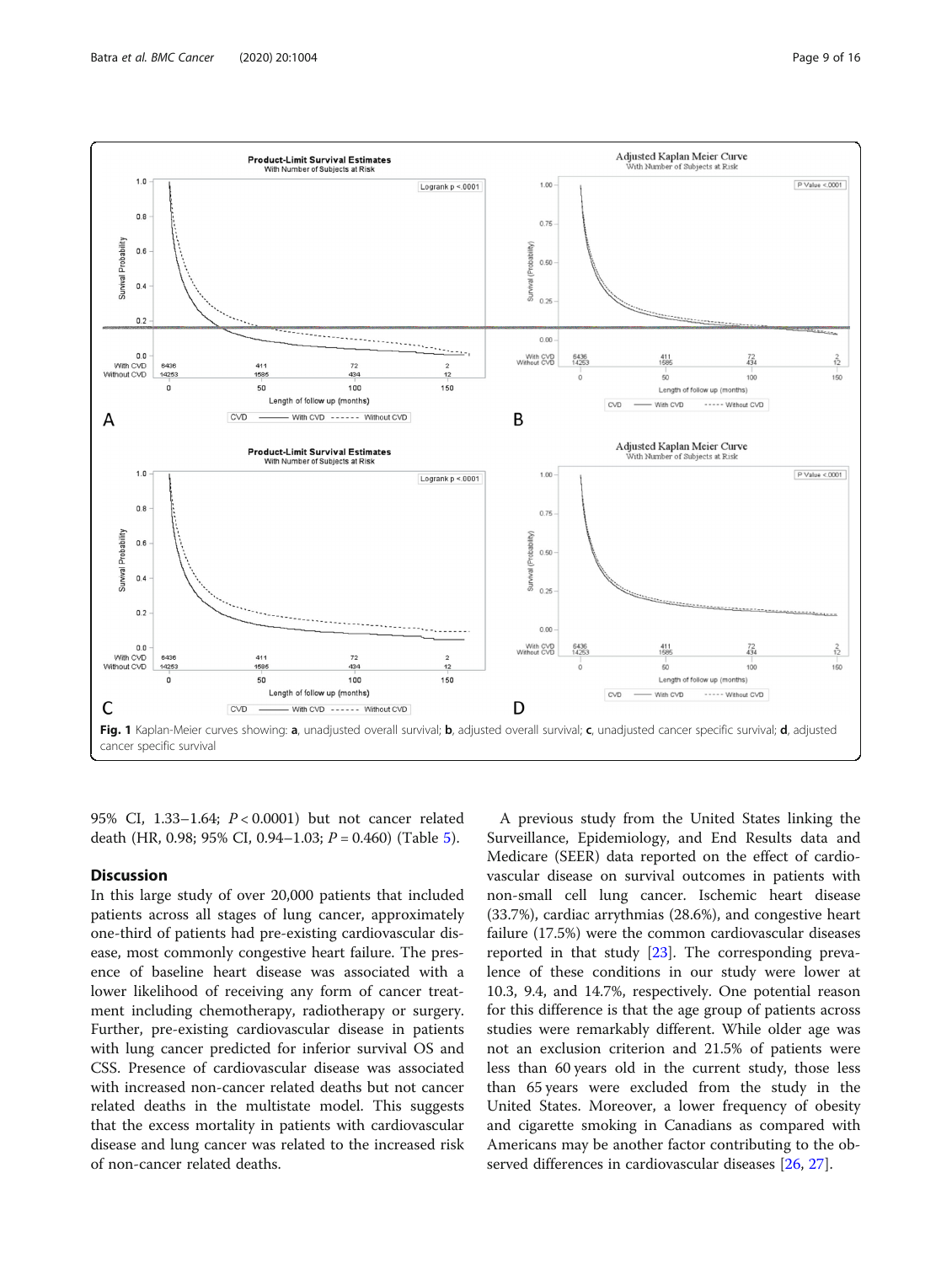Fig. 1 Kaplan-Meier curves showing: **a**, unadjusted overall survival; **b**, adjusted overall survival; **c**, unadjusted cancer specific survival; **d**, adjusted cancer specific survival

95% CI, 1.33–1.64; $P < 0.0001$) but not cancer related death (HR, 0.98; 95% CI, 0.94–1.03; $P = 0.460$) (Table 5).

## Discussion

In this large study of over 20,000 patients that included patients across all stages of lung cancer, approximately one-third of patients had pre-existing cardiovascular disease, most commonly congestive heart failure. The presence of baseline heart disease was associated with a lower likelihood of receiving any form of cancer treatment including chemotherapy, radiotherapy or surgery. Further, pre-existing cardiovascular disease in patients with lung cancer predicted for inferior survival OS and CSS. Presence of cardiovascular disease was associated with increased non-cancer related deaths but not cancer related deaths in the multistate model. This suggests that the excess mortality in patients with cardiovascular disease and lung cancer was related to the increased risk of non-cancer related deaths.

A previous study from the United States linking the Surveillance, Epidemiology, and End Results data and Medicare (SEER) data reported on the effect of cardiovascular disease on survival outcomes in patients with non-small cell lung cancer. Ischemic heart disease (33.7%), cardiac arrythmias (28.6%), and congestive heart failure (17.5%) were the common cardiovascular diseases reported in that study [23]. The corresponding prevalence of these conditions in our study were lower at 10.3, 9.4, and 14.7%, respectively. One potential reason for this difference is that the age group of patients across studies were remarkably different. While older age was not an exclusion criterion and 21.5% of patients were less than 60 years old in the current study, those less than 65 years were excluded from the study in the United States. Moreover, a lower frequency of obesity and cigarette smoking in Canadians as compared with Americans may be another factor contributing to the observed differences in cardiovascular diseases [26, 27].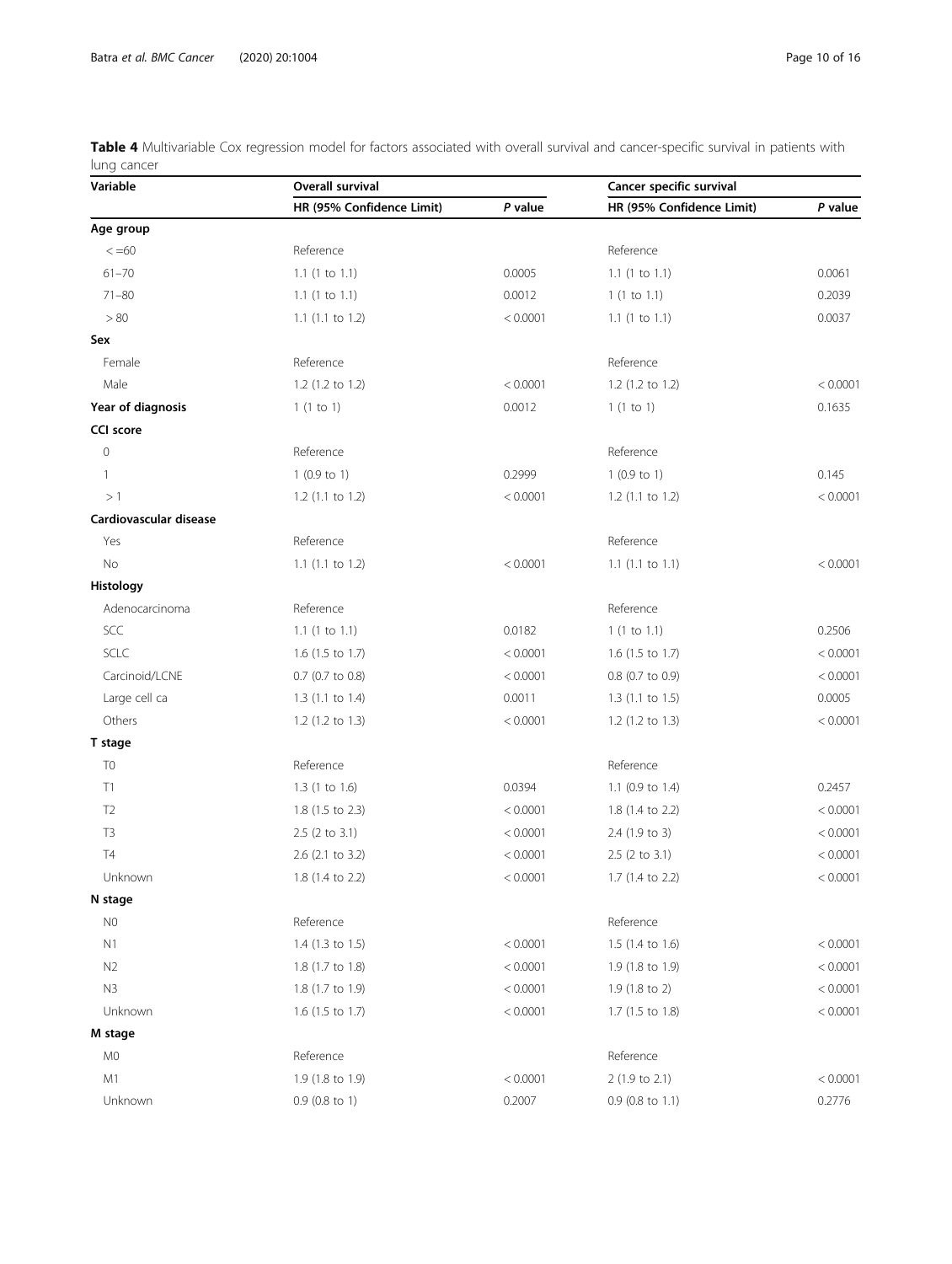**Table 4** Multivariable Cox regression model for factors associated with overall survival and cancer-specific survival in patients with lung cancer

| Variable | Overall survival | | Cancer specific survival | |
|---|---|---|---|---|
| | HR (95% Confidence Limit) | *P* value | HR (95% Confidence Limit) | *P* value |
| **Age group** | | | | |
| < =60 | Reference | | Reference | |
| 61–70 | 1.1 (1 to 1.1) | 0.0005 | 1.1 (1 to 1.1) | 0.0061 |
| 71–80 | 1.1 (1 to 1.1) | 0.0012 | 1 (1 to 1.1) | 0.2039 |
| > 80 | 1.1 (1.1 to 1.2) | < 0.0001 | 1.1 (1 to 1.1) | 0.0037 |
| **Sex** | | | | |
| Female | Reference | | Reference | |
| Male | 1.2 (1.2 to 1.2) | < 0.0001 | 1.2 (1.2 to 1.2) | < 0.0001 |
| **Year of diagnosis** | 1 (1 to 1) | 0.0012 | 1 (1 to 1) | 0.1635 |
| **CCI score** | | | | |
| 0 | Reference | | Reference | |
| 1 | 1 (0.9 to 1) | 0.2999 | 1 (0.9 to 1) | 0.145 |
| > 1 | 1.2 (1.1 to 1.2) | < 0.0001 | 1.2 (1.1 to 1.2) | < 0.0001 |
| **Cardiovascular disease** | | | | |
| Yes | Reference | | Reference | |
| No | 1.1 (1.1 to 1.2) | < 0.0001 | 1.1 (1.1 to 1.1) | < 0.0001 |
| **Histology** | | | | |
| Adenocarcinoma | Reference | | Reference | |
| SCC | 1.1 (1 to 1.1) | 0.0182 | 1 (1 to 1.1) | 0.2506 |
| SCLC | 1.6 (1.5 to 1.7) | < 0.0001 | 1.6 (1.5 to 1.7) | < 0.0001 |
| Carcinoid/LCNE | 0.7 (0.7 to 0.8) | < 0.0001 | 0.8 (0.7 to 0.9) | < 0.0001 |
| Large cell ca | 1.3 (1.1 to 1.4) | 0.0011 | 1.3 (1.1 to 1.5) | 0.0005 |
| Others | 1.2 (1.2 to 1.3) | < 0.0001 | 1.2 (1.2 to 1.3) | < 0.0001 |
| **T stage** | | | | |
| T0 | Reference | | Reference | |
| T1 | 1.3 (1 to 1.6) | 0.0394 | 1.1 (0.9 to 1.4) | 0.2457 |
| T2 | 1.8 (1.5 to 2.3) | < 0.0001 | 1.8 (1.4 to 2.2) | < 0.0001 |
| T3 | 2.5 (2 to 3.1) | < 0.0001 | 2.4 (1.9 to 3) | < 0.0001 |
| T4 | 2.6 (2.1 to 3.2) | < 0.0001 | 2.5 (2 to 3.1) | < 0.0001 |
| Unknown | 1.8 (1.4 to 2.2) | < 0.0001 | 1.7 (1.4 to 2.2) | < 0.0001 |
| **N stage** | | | | |
| N0 | Reference | | Reference | |
| N1 | 1.4 (1.3 to 1.5) | < 0.0001 | 1.5 (1.4 to 1.6) | < 0.0001 |
| N2 | 1.8 (1.7 to 1.8) | < 0.0001 | 1.9 (1.8 to 1.9) | < 0.0001 |
| N3 | 1.8 (1.7 to 1.9) | < 0.0001 | 1.9 (1.8 to 2) | < 0.0001 |
| Unknown | 1.6 (1.5 to 1.7) | < 0.0001 | 1.7 (1.5 to 1.8) | < 0.0001 |
| **M stage** | | | | |
| M0 | Reference | | Reference | |
| M1 | 1.9 (1.8 to 1.9) | < 0.0001 | 2 (1.9 to 2.1) | < 0.0001 |
| Unknown | 0.9 (0.8 to 1) | 0.2007 | 0.9 (0.8 to 1.1) | 0.2776 |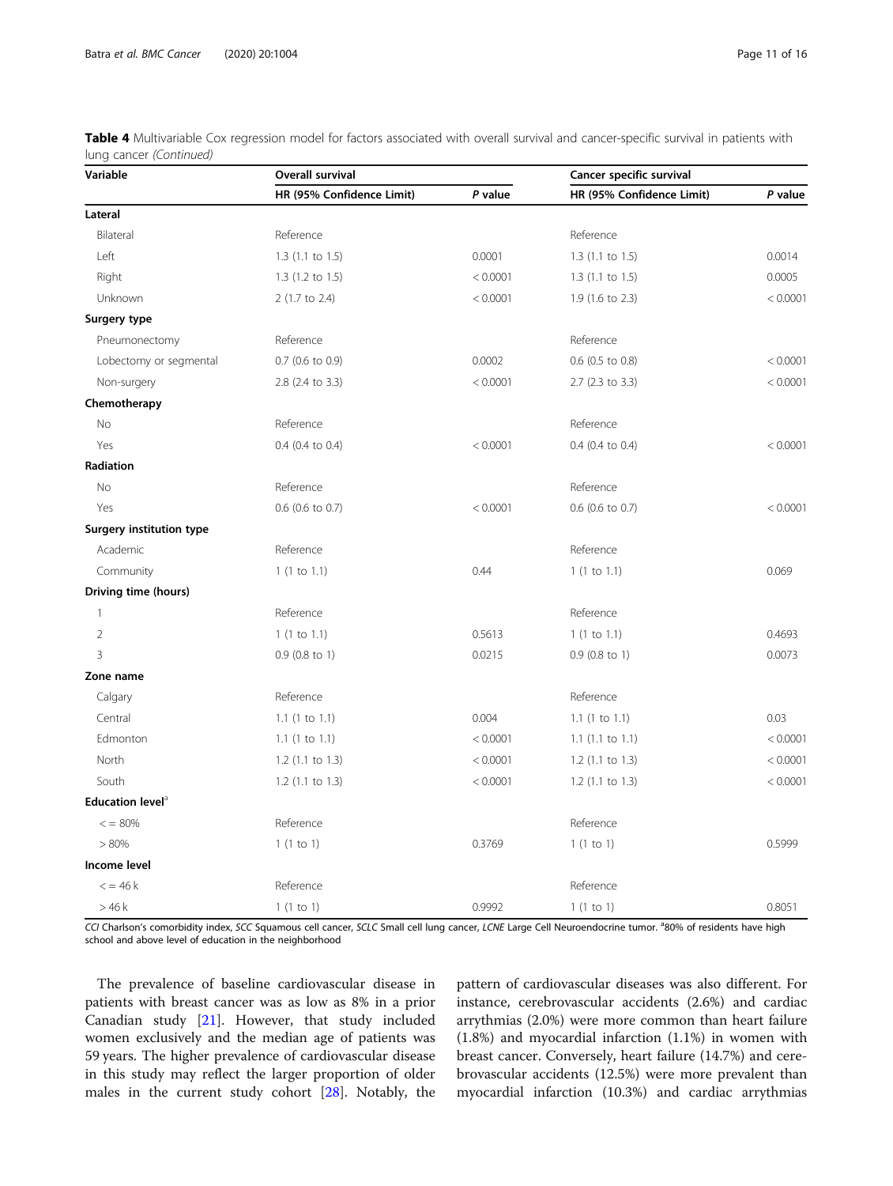**Table 4** Multivariable Cox regression model for factors associated with overall survival and cancer-specific survival in patients with lung cancer *(Continued)*

| Variable | Overall survival | | Cancer specific survival | |
|---|---|---|---|---|
| | HR (95% Confidence Limit) | *P* value | HR (95% Confidence Limit) | *P* value |
| **Lateral** | | | | |
| Bilateral | Reference | | Reference | |
| Left | 1.3 (1.1 to 1.5) | 0.0001 | 1.3 (1.1 to 1.5) | 0.0014 |
| Right | 1.3 (1.2 to 1.5) | < 0.0001 | 1.3 (1.1 to 1.5) | 0.0005 |
| Unknown | 2 (1.7 to 2.4) | < 0.0001 | 1.9 (1.6 to 2.3) | < 0.0001 |
| **Surgery type** | | | | |
| Pneumonectomy | Reference | | Reference | |
| Lobectomy or segmental | 0.7 (0.6 to 0.9) | 0.0002 | 0.6 (0.5 to 0.8) | < 0.0001 |
| Non-surgery | 2.8 (2.4 to 3.3) | < 0.0001 | 2.7 (2.3 to 3.3) | < 0.0001 |
| **Chemotherapy** | | | | |
| No | Reference | | Reference | |
| Yes | 0.4 (0.4 to 0.4) | < 0.0001 | 0.4 (0.4 to 0.4) | < 0.0001 |
| **Radiation** | | | | |
| No | Reference | | Reference | |
| Yes | 0.6 (0.6 to 0.7) | < 0.0001 | 0.6 (0.6 to 0.7) | < 0.0001 |
| **Surgery institution type** | | | | |
| Academic | Reference | | Reference | |
| Community | 1 (1 to 1.1) | 0.44 | 1 (1 to 1.1) | 0.069 |
| **Driving time (hours)** | | | | |
| 1 | Reference | | Reference | |
| 2 | 1 (1 to 1.1) | 0.5613 | 1 (1 to 1.1) | 0.4693 |
| 3 | 0.9 (0.8 to 1) | 0.0215 | 0.9 (0.8 to 1) | 0.0073 |
| **Zone name** | | | | |
| Calgary | Reference | | Reference | |
| Central | 1.1 (1 to 1.1) | 0.004 | 1.1 (1 to 1.1) | 0.03 |
| Edmonton | 1.1 (1 to 1.1) | < 0.0001 | 1.1 (1.1 to 1.1) | < 0.0001 |
| North | 1.2 (1.1 to 1.3) | < 0.0001 | 1.2 (1.1 to 1.3) | < 0.0001 |
| South | 1.2 (1.1 to 1.3) | < 0.0001 | 1.2 (1.1 to 1.3) | < 0.0001 |
| **Education level**[a] | | | | |
| < = 80% | Reference | | Reference | |
| > 80% | 1 (1 to 1) | 0.3769 | 1 (1 to 1) | 0.5999 |
| **Income level** | | | | |
| < = 46 k | Reference | | Reference | |
| > 46 k | 1 (1 to 1) | 0.9992 | 1 (1 to 1) | 0.8051 |

*CCI* Charlson's comorbidity index, *SCC* Squamous cell cancer, *SCLC* Small cell lung cancer, *LCNE* Large Cell Neuroendocrine tumor. [a]80% of residents have high school and above level of education in the neighborhood

The prevalence of baseline cardiovascular disease in patients with breast cancer was as low as 8% in a prior Canadian study [21]. However, that study included women exclusively and the median age of patients was 59 years. The higher prevalence of cardiovascular disease in this study may reflect the larger proportion of older males in the current study cohort [28]. Notably, the pattern of cardiovascular diseases was also different. For instance, cerebrovascular accidents (2.6%) and cardiac arrythmias (2.0%) were more common than heart failure (1.8%) and myocardial infarction (1.1%) in women with breast cancer. Conversely, heart failure (14.7%) and cerebrovascular accidents (12.5%) were more prevalent than myocardial infarction (10.3%) and cardiac arrythmias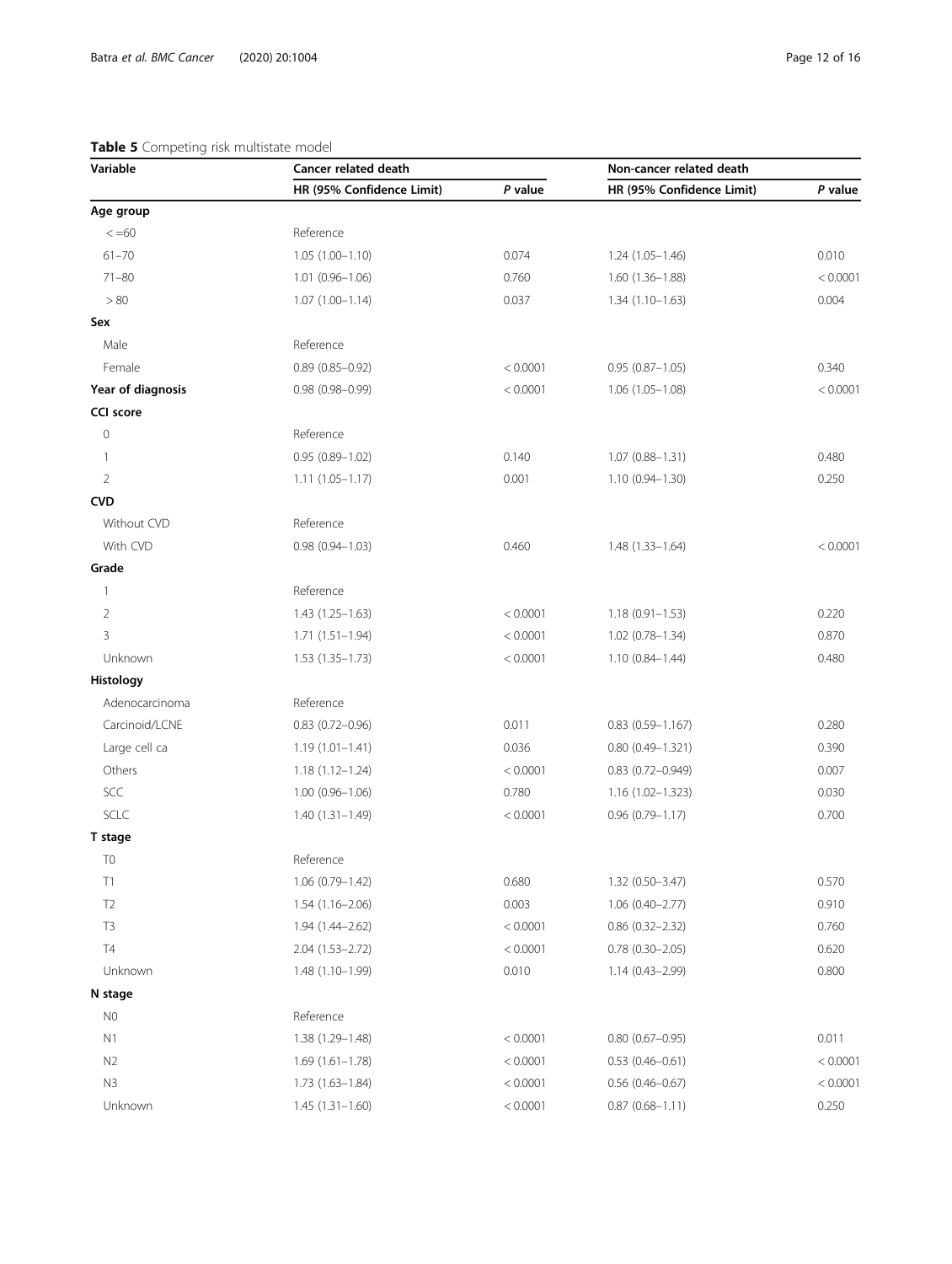**Table 5** Competing risk multistate model

| Variable | Cancer related death | | Non-cancer related death | |
|---|---|---|---|---|
| | HR (95% Confidence Limit) | *P* value | HR (95% Confidence Limit) | *P* value |
| **Age group** | | | | |
| < =60 | Reference | | | |
| 61–70 | 1.05 (1.00–1.10) | 0.074 | 1.24 (1.05–1.46) | 0.010 |
| 71–80 | 1.01 (0.96–1.06) | 0.760 | 1.60 (1.36–1.88) | < 0.0001 |
| > 80 | 1.07 (1.00–1.14) | 0.037 | 1.34 (1.10–1.63) | 0.004 |
| **Sex** | | | | |
| Male | Reference | | | |
| Female | 0.89 (0.85–0.92) | < 0.0001 | 0.95 (0.87–1.05) | 0.340 |
| **Year of diagnosis** | 0.98 (0.98–0.99) | < 0.0001 | 1.06 (1.05–1.08) | < 0.0001 |
| **CCI score** | | | | |
| 0 | Reference | | | |
| 1 | 0.95 (0.89–1.02) | 0.140 | 1.07 (0.88–1.31) | 0.480 |
| 2 | 1.11 (1.05–1.17) | 0.001 | 1.10 (0.94–1.30) | 0.250 |
| **CVD** | | | | |
| Without CVD | Reference | | | |
| With CVD | 0.98 (0.94–1.03) | 0.460 | 1.48 (1.33–1.64) | < 0.0001 |
| **Grade** | | | | |
| 1 | Reference | | | |
| 2 | 1.43 (1.25–1.63) | < 0.0001 | 1.18 (0.91–1.53) | 0.220 |
| 3 | 1.71 (1.51–1.94) | < 0.0001 | 1.02 (0.78–1.34) | 0.870 |
| Unknown | 1.53 (1.35–1.73) | < 0.0001 | 1.10 (0.84–1.44) | 0.480 |
| **Histology** | | | | |
| Adenocarcinoma | Reference | | | |
| Carcinoid/LCNE | 0.83 (0.72–0.96) | 0.011 | 0.83 (0.59–1.167) | 0.280 |
| Large cell ca | 1.19 (1.01–1.41) | 0.036 | 0.80 (0.49–1.321) | 0.390 |
| Others | 1.18 (1.12–1.24) | < 0.0001 | 0.83 (0.72–0.949) | 0.007 |
| SCC | 1.00 (0.96–1.06) | 0.780 | 1.16 (1.02–1.323) | 0.030 |
| SCLC | 1.40 (1.31–1.49) | < 0.0001 | 0.96 (0.79–1.17) | 0.700 |
| **T stage** | | | | |
| T0 | Reference | | | |
| T1 | 1.06 (0.79–1.42) | 0.680 | 1.32 (0.50–3.47) | 0.570 |
| T2 | 1.54 (1.16–2.06) | 0.003 | 1.06 (0.40–2.77) | 0.910 |
| T3 | 1.94 (1.44–2.62) | < 0.0001 | 0.86 (0.32–2.32) | 0.760 |
| T4 | 2.04 (1.53–2.72) | < 0.0001 | 0.78 (0.30–2.05) | 0.620 |
| Unknown | 1.48 (1.10–1.99) | 0.010 | 1.14 (0.43–2.99) | 0.800 |
| **N stage** | | | | |
| N0 | Reference | | | |
| N1 | 1.38 (1.29–1.48) | < 0.0001 | 0.80 (0.67–0.95) | 0.011 |
| N2 | 1.69 (1.61–1.78) | < 0.0001 | 0.53 (0.46–0.61) | < 0.0001 |
| N3 | 1.73 (1.63–1.84) | < 0.0001 | 0.56 (0.46–0.67) | < 0.0001 |
| Unknown | 1.45 (1.31–1.60) | < 0.0001 | 0.87 (0.68–1.11) | 0.250 |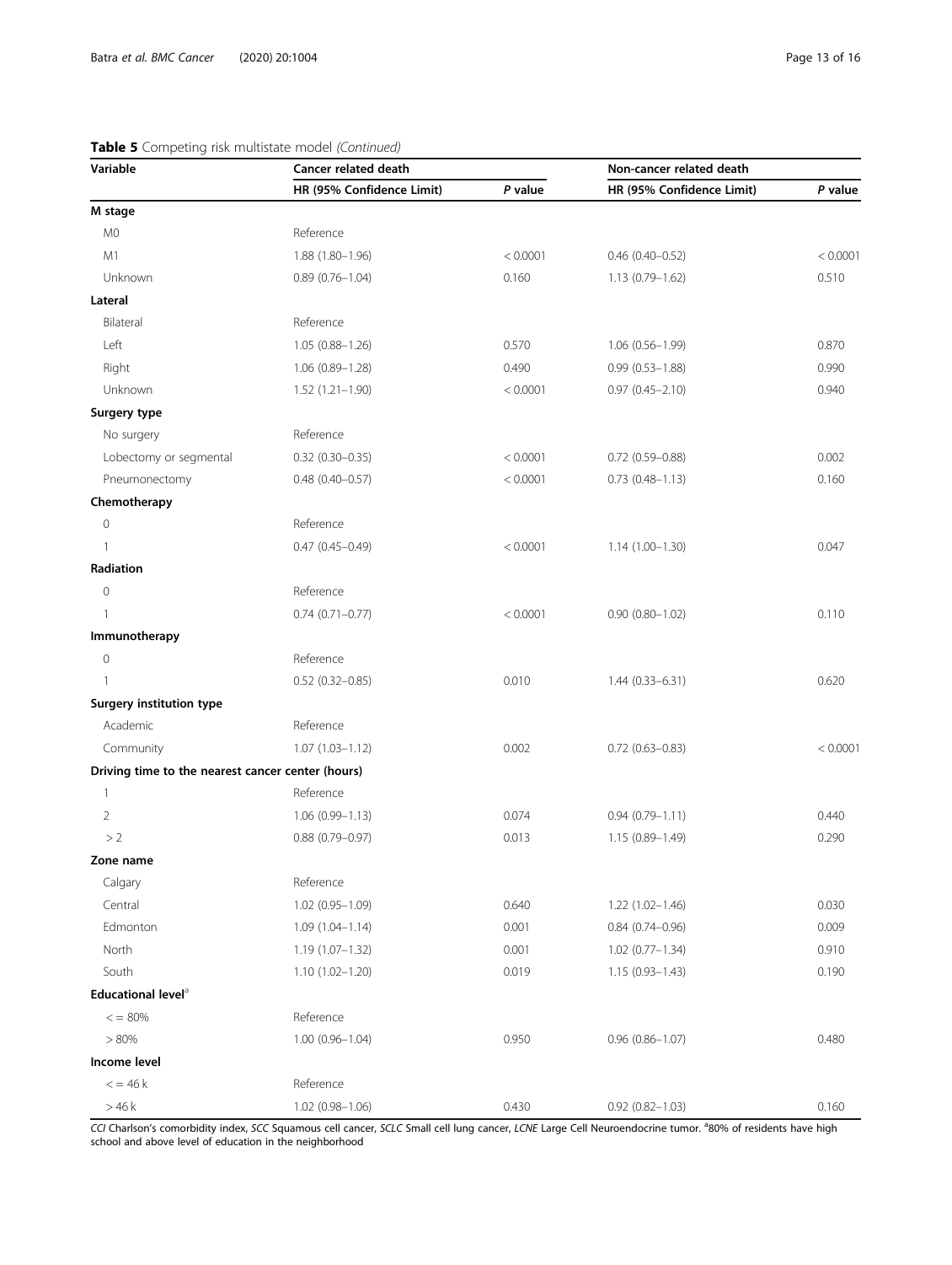**Table 5** Competing risk multistate model *(Continued)*

| Variable | Cancer related death | | Non-cancer related death | |
|---|---|---|---|---|
| | HR (95% Confidence Limit) | *P* value | HR (95% Confidence Limit) | *P* value |
| **M stage** | | | | |
| M0 | Reference | | | |
| M1 | 1.88 (1.80–1.96) | < 0.0001 | 0.46 (0.40–0.52) | < 0.0001 |
| Unknown | 0.89 (0.76–1.04) | 0.160 | 1.13 (0.79–1.62) | 0.510 |
| **Lateral** | | | | |
| Bilateral | Reference | | | |
| Left | 1.05 (0.88–1.26) | 0.570 | 1.06 (0.56–1.99) | 0.870 |
| Right | 1.06 (0.89–1.28) | 0.490 | 0.99 (0.53–1.88) | 0.990 |
| Unknown | 1.52 (1.21–1.90) | < 0.0001 | 0.97 (0.45–2.10) | 0.940 |
| **Surgery type** | | | | |
| No surgery | Reference | | | |
| Lobectomy or segmental | 0.32 (0.30–0.35) | < 0.0001 | 0.72 (0.59–0.88) | 0.002 |
| Pneumonectomy | 0.48 (0.40–0.57) | < 0.0001 | 0.73 (0.48–1.13) | 0.160 |
| **Chemotherapy** | | | | |
| 0 | Reference | | | |
| 1 | 0.47 (0.45–0.49) | < 0.0001 | 1.14 (1.00–1.30) | 0.047 |
| **Radiation** | | | | |
| 0 | Reference | | | |
| 1 | 0.74 (0.71–0.77) | < 0.0001 | 0.90 (0.80–1.02) | 0.110 |
| **Immunotherapy** | | | | |
| 0 | Reference | | | |
| 1 | 0.52 (0.32–0.85) | 0.010 | 1.44 (0.33–6.31) | 0.620 |
| **Surgery institution type** | | | | |
| Academic | Reference | | | |
| Community | 1.07 (1.03–1.12) | 0.002 | 0.72 (0.63–0.83) | < 0.0001 |
| **Driving time to the nearest cancer center (hours)** | | | | |
| 1 | Reference | | | |
| 2 | 1.06 (0.99–1.13) | 0.074 | 0.94 (0.79–1.11) | 0.440 |
| > 2 | 0.88 (0.79–0.97) | 0.013 | 1.15 (0.89–1.49) | 0.290 |
| **Zone name** | | | | |
| Calgary | Reference | | | |
| Central | 1.02 (0.95–1.09) | 0.640 | 1.22 (1.02–1.46) | 0.030 |
| Edmonton | 1.09 (1.04–1.14) | 0.001 | 0.84 (0.74–0.96) | 0.009 |
| North | 1.19 (1.07–1.32) | 0.001 | 1.02 (0.77–1.34) | 0.910 |
| South | 1.10 (1.02–1.20) | 0.019 | 1.15 (0.93–1.43) | 0.190 |
| **Educational level**[a] | | | | |
| < = 80% | Reference | | | |
| > 80% | 1.00 (0.96–1.04) | 0.950 | 0.96 (0.86–1.07) | 0.480 |
| **Income level** | | | | |
| < = 46 k | Reference | | | |
| > 46 k | 1.02 (0.98–1.06) | 0.430 | 0.92 (0.82–1.03) | 0.160 |

*CCI* Charlson's comorbidity index, *SCC* Squamous cell cancer, *SCLC* Small cell lung cancer, *LCNE* Large Cell Neuroendocrine tumor. [a]80% of residents have high school and above level of education in the neighborhood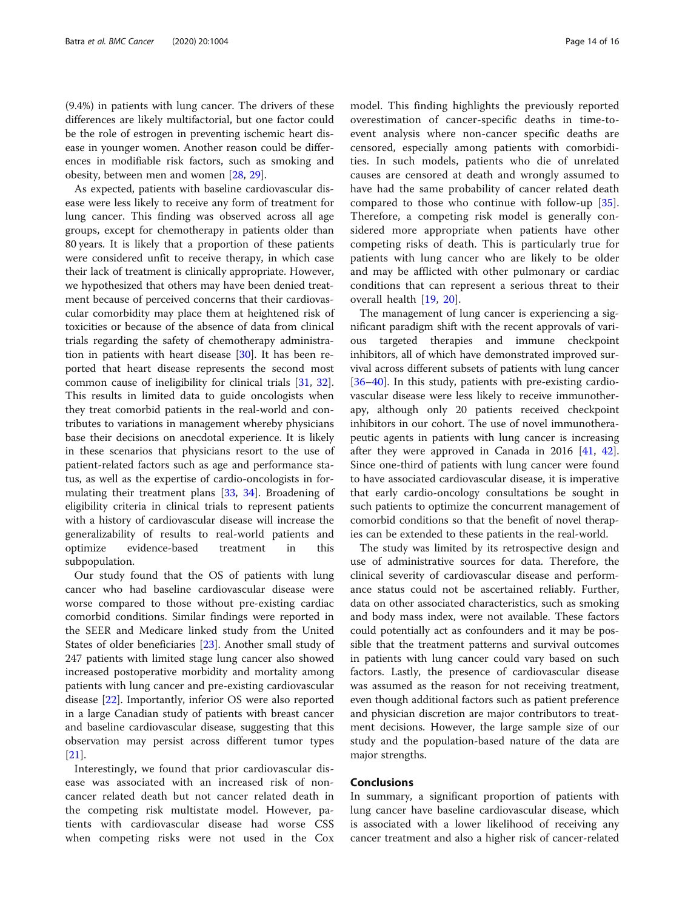(9.4%) in patients with lung cancer. The drivers of these differences are likely multifactorial, but one factor could be the role of estrogen in preventing ischemic heart disease in younger women. Another reason could be differences in modifiable risk factors, such as smoking and obesity, between men and women [28, 29].

As expected, patients with baseline cardiovascular disease were less likely to receive any form of treatment for lung cancer. This finding was observed across all age groups, except for chemotherapy in patients older than 80 years. It is likely that a proportion of these patients were considered unfit to receive therapy, in which case their lack of treatment is clinically appropriate. However, we hypothesized that others may have been denied treatment because of perceived concerns that their cardiovascular comorbidity may place them at heightened risk of toxicities or because of the absence of data from clinical trials regarding the safety of chemotherapy administration in patients with heart disease [30]. It has been reported that heart disease represents the second most common cause of ineligibility for clinical trials [31, 32]. This results in limited data to guide oncologists when they treat comorbid patients in the real-world and contributes to variations in management whereby physicians base their decisions on anecdotal experience. It is likely in these scenarios that physicians resort to the use of patient-related factors such as age and performance status, as well as the expertise of cardio-oncologists in formulating their treatment plans [33, 34]. Broadening of eligibility criteria in clinical trials to represent patients with a history of cardiovascular disease will increase the generalizability of results to real-world patients and optimize evidence-based treatment in this subpopulation.

Our study found that the OS of patients with lung cancer who had baseline cardiovascular disease were worse compared to those without pre-existing cardiac comorbid conditions. Similar findings were reported in the SEER and Medicare linked study from the United States of older beneficiaries [23]. Another small study of 247 patients with limited stage lung cancer also showed increased postoperative morbidity and mortality among patients with lung cancer and pre-existing cardiovascular disease [22]. Importantly, inferior OS were also reported in a large Canadian study of patients with breast cancer and baseline cardiovascular disease, suggesting that this observation may persist across different tumor types [21].

Interestingly, we found that prior cardiovascular disease was associated with an increased risk of non-cancer related death but not cancer related death in the competing risk multistate model. However, patients with cardiovascular disease had worse CSS when competing risks were not used in the Cox model. This finding highlights the previously reported overestimation of cancer-specific deaths in time-to-event analysis where non-cancer specific deaths are censored, especially among patients with comorbidities. In such models, patients who die of unrelated causes are censored at death and wrongly assumed to have had the same probability of cancer related death compared to those who continue with follow-up [35]. Therefore, a competing risk model is generally considered more appropriate when patients have other competing risks of death. This is particularly true for patients with lung cancer who are likely to be older and may be afflicted with other pulmonary or cardiac conditions that can represent a serious threat to their overall health [19, 20].

The management of lung cancer is experiencing a significant paradigm shift with the recent approvals of various targeted therapies and immune checkpoint inhibitors, all of which have demonstrated improved survival across different subsets of patients with lung cancer [36–40]. In this study, patients with pre-existing cardiovascular disease were less likely to receive immunotherapy, although only 20 patients received checkpoint inhibitors in our cohort. The use of novel immunotherapeutic agents in patients with lung cancer is increasing after they were approved in Canada in 2016 [41, 42]. Since one-third of patients with lung cancer were found to have associated cardiovascular disease, it is imperative that early cardio-oncology consultations be sought in such patients to optimize the concurrent management of comorbid conditions so that the benefit of novel therapies can be extended to these patients in the real-world.

The study was limited by its retrospective design and use of administrative sources for data. Therefore, the clinical severity of cardiovascular disease and performance status could not be ascertained reliably. Further, data on other associated characteristics, such as smoking and body mass index, were not available. These factors could potentially act as confounders and it may be possible that the treatment patterns and survival outcomes in patients with lung cancer could vary based on such factors. Lastly, the presence of cardiovascular disease was assumed as the reason for not receiving treatment, even though additional factors such as patient preference and physician discretion are major contributors to treatment decisions. However, the large sample size of our study and the population-based nature of the data are major strengths.

## Conclusions

In summary, a significant proportion of patients with lung cancer have baseline cardiovascular disease, which is associated with a lower likelihood of receiving any cancer treatment and also a higher risk of cancer-related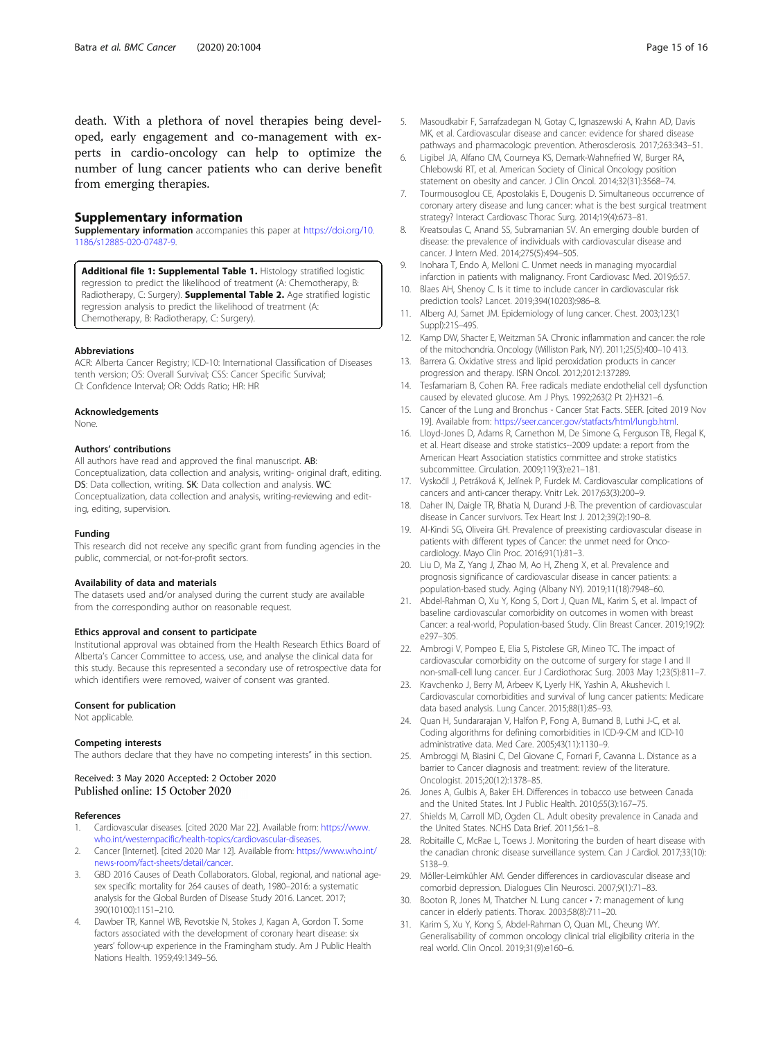death. With a plethora of novel therapies being developed, early engagement and co-management with experts in cardio-oncology can help to optimize the number of lung cancer patients who can derive benefit from emerging therapies.

## Supplementary information

**Supplementary information** accompanies this paper at https://doi.org/10.1186/s12885-020-07487-9.

**Additional file 1: Supplemental Table 1.** Histology stratified logistic regression to predict the likelihood of treatment (A: Chemotherapy, B: Radiotherapy, C: Surgery). **Supplemental Table 2.** Age stratified logistic regression analysis to predict the likelihood of treatment (A: Chemotherapy, B: Radiotherapy, C: Surgery).

#### Abbreviations

ACR: Alberta Cancer Registry; ICD-10: International Classification of Diseases tenth version; OS: Overall Survival; CSS: Cancer Specific Survival; CI: Confidence Interval; OR: Odds Ratio; HR: HR

#### Acknowledgements

None.

#### Authors' contributions

All authors have read and approved the final manuscript. AB: Conceptualization, data collection and analysis, writing- original draft, editing. DS: Data collection, writing. SK: Data collection and analysis. WC: Conceptualization, data collection and analysis, writing-reviewing and editing, editing, supervision.

#### Funding

This research did not receive any specific grant from funding agencies in the public, commercial, or not-for-profit sectors.

#### Availability of data and materials

The datasets used and/or analysed during the current study are available from the corresponding author on reasonable request.

#### Ethics approval and consent to participate

Institutional approval was obtained from the Health Research Ethics Board of Alberta's Cancer Committee to access, use, and analyse the clinical data for this study. Because this represented a secondary use of retrospective data for which identifiers were removed, waiver of consent was granted.

#### Consent for publication

Not applicable.

#### Competing interests

The authors declare that they have no competing interests" in this section.

Received: 3 May 2020 Accepted: 2 October 2020
Published online: 15 October 2020

#### References

1. Cardiovascular diseases. [cited 2020 Mar 22]. Available from: https://www.who.int/westernpacific/health-topics/cardiovascular-diseases.
2. Cancer [Internet]. [cited 2020 Mar 12]. Available from: https://www.who.int/news-room/fact-sheets/detail/cancer.
3. GBD 2016 Causes of Death Collaborators. Global, regional, and national age-sex specific mortality for 264 causes of death, 1980–2016: a systematic analysis for the Global Burden of Disease Study 2016. Lancet. 2017;390(10100):1151–210.
4. Dawber TR, Kannel WB, Revotskie N, Stokes J, Kagan A, Gordon T. Some factors associated with the development of coronary heart disease: six years' follow-up experience in the Framingham study. Am J Public Health Nations Health. 1959;49:1349–56.
5. Masoudkabir F, Sarrafzadegan N, Gotay C, Ignaszewski A, Krahn AD, Davis MK, et al. Cardiovascular disease and cancer: evidence for shared disease pathways and pharmacologic prevention. Atherosclerosis. 2017;263:343–51.
6. Ligibel JA, Alfano CM, Courneya KS, Demark-Wahnefried W, Burger RA, Chlebowski RT, et al. American Society of Clinical Oncology position statement on obesity and cancer. J Clin Oncol. 2014;32(31):3568–74.
7. Tourmousoglou CE, Apostolakis E, Dougenis D. Simultaneous occurrence of coronary artery disease and lung cancer: what is the best surgical treatment strategy? Interact Cardiovasc Thorac Surg. 2014;19(4):673–81.
8. Kreatsoulas C, Anand SS, Subramanian SV. An emerging double burden of disease: the prevalence of individuals with cardiovascular disease and cancer. J Intern Med. 2014;275(5):494–505.
9. Inohara T, Endo A, Melloni C. Unmet needs in managing myocardial infarction in patients with malignancy. Front Cardiovasc Med. 2019;6:57.
10. Blaes AH, Shenoy C. Is it time to include cancer in cardiovascular risk prediction tools? Lancet. 2019;394(10203):986–8.
11. Alberg AJ, Samet JM. Epidemiology of lung cancer. Chest. 2003;123(1 Suppl):21S–49S.
12. Kamp DW, Shacter E, Weitzman SA. Chronic inflammation and cancer: the role of the mitochondria. Oncology (Williston Park, NY). 2011;25(5):400–10 413.
13. Barrera G. Oxidative stress and lipid peroxidation products in cancer progression and therapy. ISRN Oncol. 2012;2012:137289.
14. Tesfamariam B, Cohen RA. Free radicals mediate endothelial cell dysfunction caused by elevated glucose. Am J Phys. 1992;263(2 Pt 2):H321–6.
15. Cancer of the Lung and Bronchus - Cancer Stat Facts. SEER. [cited 2019 Nov 19]. Available from: https://seer.cancer.gov/statfacts/html/lungb.html.
16. Lloyd-Jones D, Adams R, Carnethon M, De Simone G, Ferguson TB, Flegal K, et al. Heart disease and stroke statistics--2009 update: a report from the American Heart Association statistics committee and stroke statistics subcommittee. Circulation. 2009;119(3):e21–181.
17. Vyskočil J, Petráková K, Jelínek P, Furdek M. Cardiovascular complications of cancers and anti-cancer therapy. Vnitr Lek. 2017;63(3):200–9.
18. Daher IN, Daigle TR, Bhatia N, Durand J-B. The prevention of cardiovascular disease in Cancer survivors. Tex Heart Inst J. 2012;39(2):190–8.
19. Al-Kindi SG, Oliveira GH. Prevalence of preexisting cardiovascular disease in patients with different types of Cancer: the unmet need for Onco-cardiology. Mayo Clin Proc. 2016;91(1):81–3.
20. Liu D, Ma Z, Yang J, Zhao M, Ao H, Zheng X, et al. Prevalence and prognosis significance of cardiovascular disease in cancer patients: a population-based study. Aging (Albany NY). 2019;11(18):7948–60.
21. Abdel-Rahman O, Xu Y, Kong S, Dort J, Quan ML, Karim S, et al. Impact of baseline cardiovascular comorbidity on outcomes in women with breast Cancer: a real-world, Population-based Study. Clin Breast Cancer. 2019;19(2):e297–305.
22. Ambrogi V, Pompeo E, Elia S, Pistolese GR, Mineo TC. The impact of cardiovascular comorbidity on the outcome of surgery for stage I and II non-small-cell lung cancer. Eur J Cardiothorac Surg. 2003 May 1;23(5):811–7.
23. Kravchenko J, Berry M, Arbeev K, Lyerly HK, Yashin A, Akushevich I. Cardiovascular comorbidities and survival of lung cancer patients: Medicare data based analysis. Lung Cancer. 2015;88(1):85–93.
24. Quan H, Sundararajan V, Halfon P, Fong A, Burnand B, Luthi J-C, et al. Coding algorithms for defining comorbidities in ICD-9-CM and ICD-10 administrative data. Med Care. 2005;43(11):1130–9.
25. Ambroggi M, Biasini C, Del Giovane C, Fornari F, Cavanna L. Distance as a barrier to Cancer diagnosis and treatment: review of the literature. Oncologist. 2015;20(12):1378–85.
26. Jones A, Gulbis A, Baker EH. Differences in tobacco use between Canada and the United States. Int J Public Health. 2010;55(3):167–75.
27. Shields M, Carroll MD, Ogden CL. Adult obesity prevalence in Canada and the United States. NCHS Data Brief. 2011;56:1–8.
28. Robitaille C, McRae L, Toews J. Monitoring the burden of heart disease with the canadian chronic disease surveillance system. Can J Cardiol. 2017;33(10):S138–9.
29. Möller-Leimkühler AM. Gender differences in cardiovascular disease and comorbid depression. Dialogues Clin Neurosci. 2007;9(1):71–83.
30. Booton R, Jones M, Thatcher N. Lung cancer • 7: management of lung cancer in elderly patients. Thorax. 2003;58(8):711–20.
31. Karim S, Xu Y, Kong S, Abdel-Rahman O, Quan ML, Cheung WY. Generalisability of common oncology clinical trial eligibility criteria in the real world. Clin Oncol. 2019;31(9):e160–6.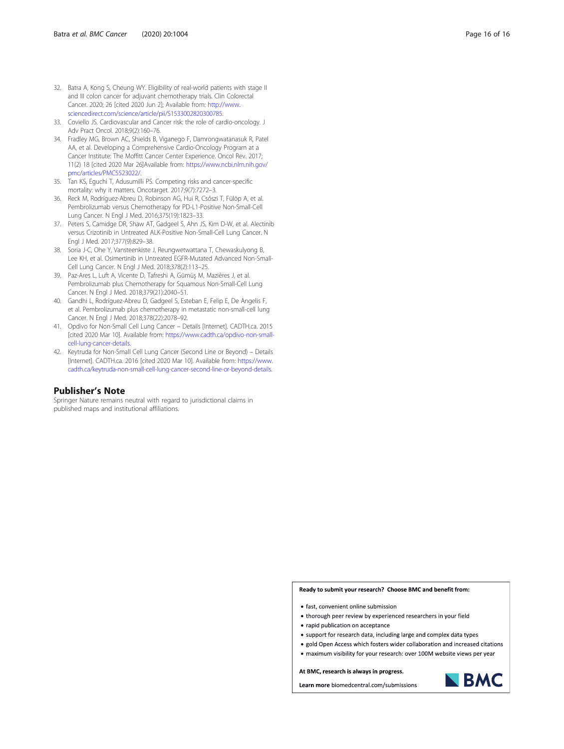32. Batra A, Kong S, Cheung WY. Eligibility of real-world patients with stage II and III colon cancer for adjuvant chemotherapy trials. Clin Colorectal Cancer. 2020; 26 [cited 2020 Jun 2]; Available from: http://www.sciencedirect.com/science/article/pii/S1533002820300785.
33. Coviello JS. Cardiovascular and Cancer risk: the role of cardio-oncology. J Adv Pract Oncol. 2018;9(2):160–76.
34. Fradley MG, Brown AC, Shields B, Viganego F, Damrongwatanasuk R, Patel AA, et al. Developing a Comprehensive Cardio-Oncology Program at a Cancer Institute: The Moffitt Cancer Center Experience. Oncol Rev. 2017; 11(2) 18 [cited 2020 Mar 26]Available from: https://www.ncbi.nlm.nih.gov/pmc/articles/PMC5523022/.
35. Tan KS, Eguchi T, Adusumilli PS. Competing risks and cancer-specific mortality: why it matters. Oncotarget. 2017;9(7):7272–3.
36. Reck M, Rodríguez-Abreu D, Robinson AG, Hui R, Csőszi T, Fülöp A, et al. Pembrolizumab versus Chemotherapy for PD-L1-Positive Non-Small-Cell Lung Cancer. N Engl J Med. 2016;375(19):1823–33.
37. Peters S, Camidge DR, Shaw AT, Gadgeel S, Ahn JS, Kim D-W, et al. Alectinib versus Crizotinib in Untreated ALK-Positive Non-Small-Cell Lung Cancer. N Engl J Med. 2017;377(9):829–38.
38. Soria J-C, Ohe Y, Vansteenkiste J, Reungwetwattana T, Chewaskulyong B, Lee KH, et al. Osimertinib in Untreated EGFR-Mutated Advanced Non-Small-Cell Lung Cancer. N Engl J Med. 2018;378(2):113–25.
39. Paz-Ares L, Luft A, Vicente D, Tafreshi A, Gümüş M, Mazières J, et al. Pembrolizumab plus Chemotherapy for Squamous Non-Small-Cell Lung Cancer. N Engl J Med. 2018;379(21):2040–51.
40. Gandhi L, Rodríguez-Abreu D, Gadgeel S, Esteban E, Felip E, De Angelis F, et al. Pembrolizumab plus chemotherapy in metastatic non-small-cell lung Cancer. N Engl J Med. 2018;378(22):2078–92.
41. Opdivo for Non-Small Cell Lung Cancer – Details [Internet]. CADTH.ca. 2015 [cited 2020 Mar 10]. Available from: https://www.cadth.ca/opdivo-non-small-cell-lung-cancer-details.
42. Keytruda for Non-Small Cell Lung Cancer (Second Line or Beyond) – Details [Internet]. CADTH.ca. 2016 [cited 2020 Mar 10]. Available from: https://www.cadth.ca/keytruda-non-small-cell-lung-cancer-second-line-or-beyond-details.

## Publisher's Note

Springer Nature remains neutral with regard to jurisdictional claims in published maps and institutional affiliations.

**Ready to submit your research? Choose BMC and benefit from:**

- fast, convenient online submission
- thorough peer review by experienced researchers in your field
- rapid publication on acceptance
- support for research data, including large and complex data types
- gold Open Access which fosters wider collaboration and increased citations
- maximum visibility for your research: over 100M website views per year

**At BMC, research is always in progress.**

**Learn more** biomedcentral.com/submissions